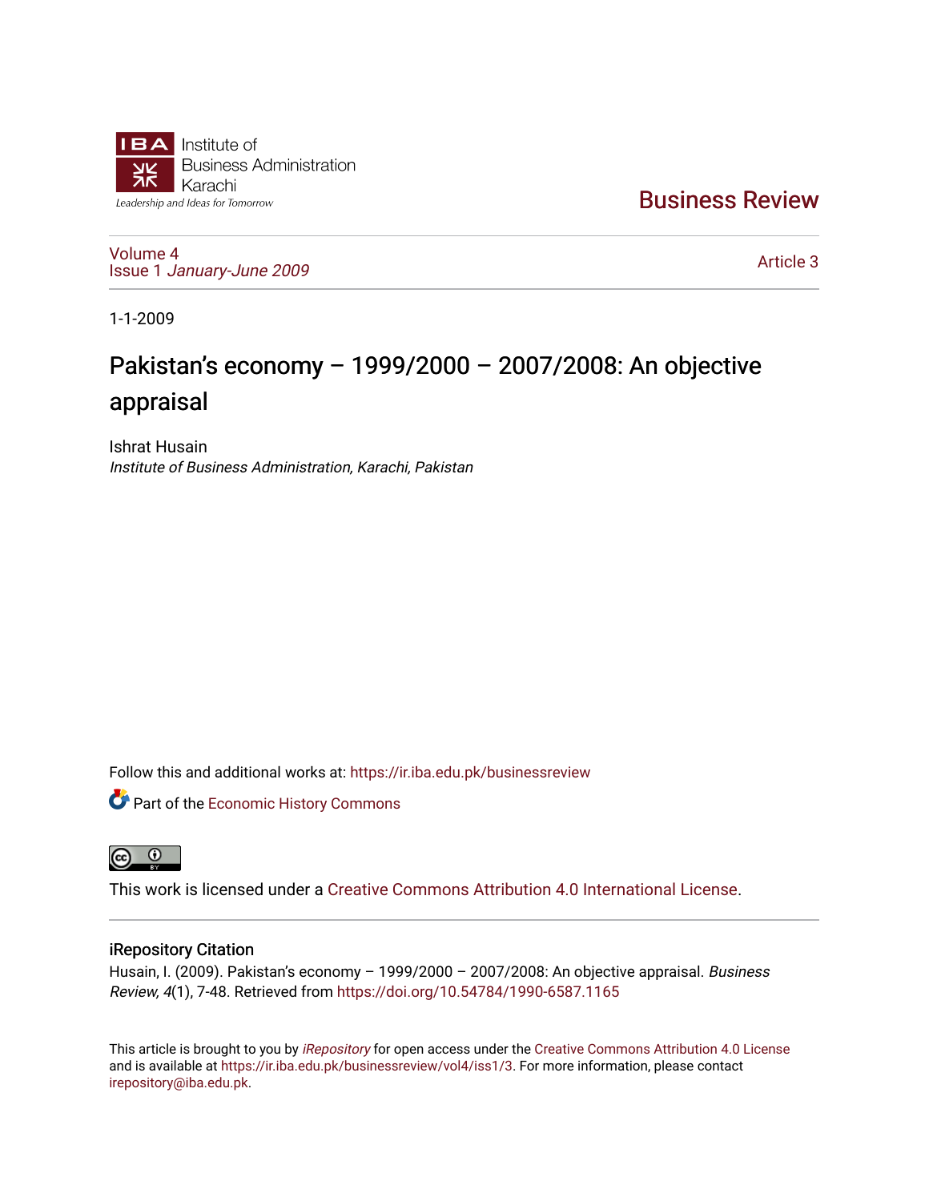Institute of Business Administration Karachi

Leadership and Ideas for Tomorrow

Business Review

Volume 4
Issue 1 *January-June 2009*

Article 3

1-1-2009

# Pakistan's economy – 1999/2000 – 2007/2008: An objective appraisal

Ishrat Husain
*Institute of Business Administration, Karachi, Pakistan*

Follow this and additional works at: https://ir.iba.edu.pk/businessreview

Part of the Economic History Commons

This work is licensed under a Creative Commons Attribution 4.0 International License.

## iRepository Citation

Husain, I. (2009). Pakistan's economy – 1999/2000 – 2007/2008: An objective appraisal. *Business Review, 4*(1), 7-48. Retrieved from https://doi.org/10.54784/1990-6587.1165

This article is brought to you by *iRepository* for open access under the Creative Commons Attribution 4.0 License and is available at https://ir.iba.edu.pk/businessreview/vol4/iss1/3. For more information, please contact irepository@iba.edu.pk.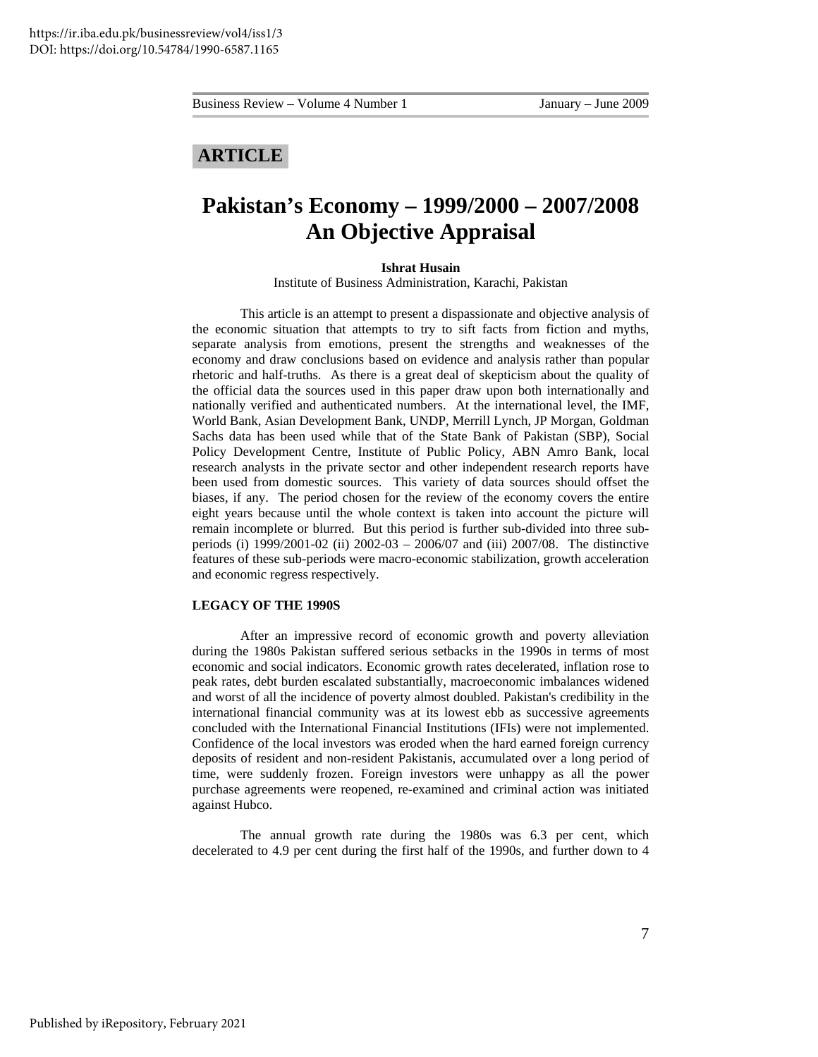## ARTICLE

# Pakistan's Economy – 1999/2000 – 2007/2008 An Objective Appraisal

**Ishrat Husain**

Institute of Business Administration, Karachi, Pakistan

This article is an attempt to present a dispassionate and objective analysis of the economic situation that attempts to try to sift facts from fiction and myths, separate analysis from emotions, present the strengths and weaknesses of the economy and draw conclusions based on evidence and analysis rather than popular rhetoric and half-truths. As there is a great deal of skepticism about the quality of the official data the sources used in this paper draw upon both internationally and nationally verified and authenticated numbers. At the international level, the IMF, World Bank, Asian Development Bank, UNDP, Merrill Lynch, JP Morgan, Goldman Sachs data has been used while that of the State Bank of Pakistan (SBP), Social Policy Development Centre, Institute of Public Policy, ABN Amro Bank, local research analysts in the private sector and other independent research reports have been used from domestic sources. This variety of data sources should offset the biases, if any. The period chosen for the review of the economy covers the entire eight years because until the whole context is taken into account the picture will remain incomplete or blurred. But this period is further sub-divided into three sub-periods (i) 1999/2001-02 (ii) 2002-03 – 2006/07 and (iii) 2007/08. The distinctive features of these sub-periods were macro-economic stabilization, growth acceleration and economic regress respectively.

### LEGACY OF THE 1990S

After an impressive record of economic growth and poverty alleviation during the 1980s Pakistan suffered serious setbacks in the 1990s in terms of most economic and social indicators. Economic growth rates decelerated, inflation rose to peak rates, debt burden escalated substantially, macroeconomic imbalances widened and worst of all the incidence of poverty almost doubled. Pakistan's credibility in the international financial community was at its lowest ebb as successive agreements concluded with the International Financial Institutions (IFIs) were not implemented. Confidence of the local investors was eroded when the hard earned foreign currency deposits of resident and non-resident Pakistanis, accumulated over a long period of time, were suddenly frozen. Foreign investors were unhappy as all the power purchase agreements were reopened, re-examined and criminal action was initiated against Hubco.

The annual growth rate during the 1980s was 6.3 per cent, which decelerated to 4.9 per cent during the first half of the 1990s, and further down to 4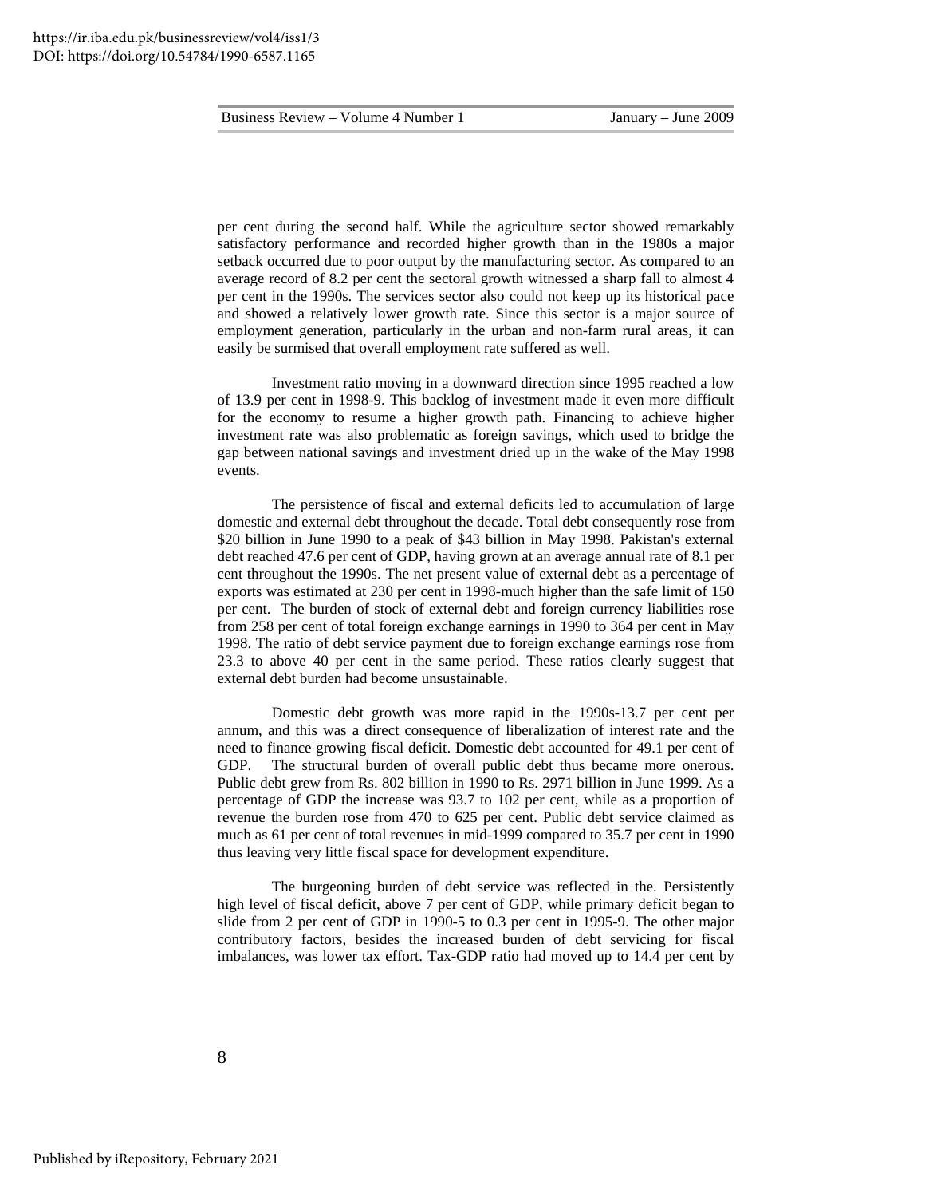per cent during the second half. While the agriculture sector showed remarkably satisfactory performance and recorded higher growth than in the 1980s a major setback occurred due to poor output by the manufacturing sector. As compared to an average record of 8.2 per cent the sectoral growth witnessed a sharp fall to almost 4 per cent in the 1990s. The services sector also could not keep up its historical pace and showed a relatively lower growth rate. Since this sector is a major source of employment generation, particularly in the urban and non-farm rural areas, it can easily be surmised that overall employment rate suffered as well.

Investment ratio moving in a downward direction since 1995 reached a low of 13.9 per cent in 1998-9. This backlog of investment made it even more difficult for the economy to resume a higher growth path. Financing to achieve higher investment rate was also problematic as foreign savings, which used to bridge the gap between national savings and investment dried up in the wake of the May 1998 events.

The persistence of fiscal and external deficits led to accumulation of large domestic and external debt throughout the decade. Total debt consequently rose from $20 billion in June 1990 to a peak of $43 billion in May 1998. Pakistan's external debt reached 47.6 per cent of GDP, having grown at an average annual rate of 8.1 per cent throughout the 1990s. The net present value of external debt as a percentage of exports was estimated at 230 per cent in 1998-much higher than the safe limit of 150 per cent. The burden of stock of external debt and foreign currency liabilities rose from 258 per cent of total foreign exchange earnings in 1990 to 364 per cent in May 1998. The ratio of debt service payment due to foreign exchange earnings rose from 23.3 to above 40 per cent in the same period. These ratios clearly suggest that external debt burden had become unsustainable.

Domestic debt growth was more rapid in the 1990s-13.7 per cent per annum, and this was a direct consequence of liberalization of interest rate and the need to finance growing fiscal deficit. Domestic debt accounted for 49.1 per cent of GDP. The structural burden of overall public debt thus became more onerous. Public debt grew from Rs. 802 billion in 1990 to Rs. 2971 billion in June 1999. As a percentage of GDP the increase was 93.7 to 102 per cent, while as a proportion of revenue the burden rose from 470 to 625 per cent. Public debt service claimed as much as 61 per cent of total revenues in mid-1999 compared to 35.7 per cent in 1990 thus leaving very little fiscal space for development expenditure.

The burgeoning burden of debt service was reflected in the. Persistently high level of fiscal deficit, above 7 per cent of GDP, while primary deficit began to slide from 2 per cent of GDP in 1990-5 to 0.3 per cent in 1995-9. The other major contributory factors, besides the increased burden of debt servicing for fiscal imbalances, was lower tax effort. Tax-GDP ratio had moved up to 14.4 per cent by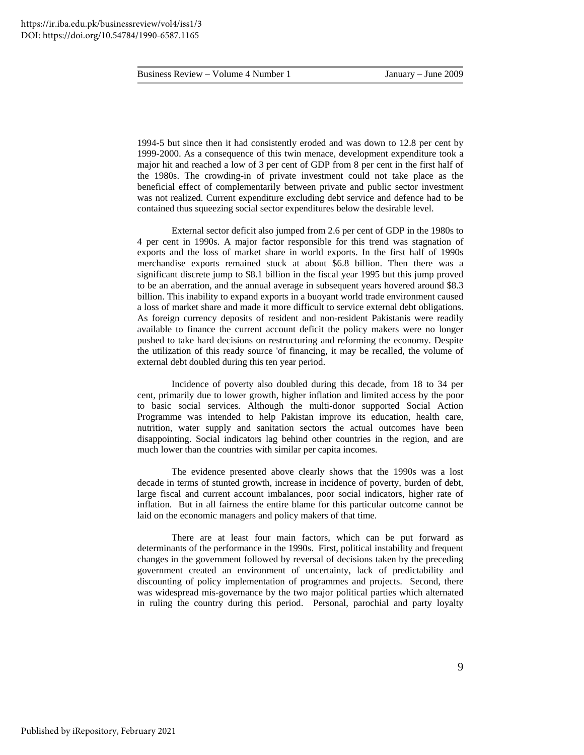1994-5 but since then it had consistently eroded and was down to 12.8 per cent by 1999-2000. As a consequence of this twin menace, development expenditure took a major hit and reached a low of 3 per cent of GDP from 8 per cent in the first half of the 1980s. The crowding-in of private investment could not take place as the beneficial effect of complementarily between private and public sector investment was not realized. Current expenditure excluding debt service and defence had to be contained thus squeezing social sector expenditures below the desirable level.

External sector deficit also jumped from 2.6 per cent of GDP in the 1980s to 4 per cent in 1990s. A major factor responsible for this trend was stagnation of exports and the loss of market share in world exports. In the first half of 1990s merchandise exports remained stuck at about $6.8 billion. Then there was a significant discrete jump to $8.1 billion in the fiscal year 1995 but this jump proved to be an aberration, and the annual average in subsequent years hovered around $8.3 billion. This inability to expand exports in a buoyant world trade environment caused a loss of market share and made it more difficult to service external debt obligations. As foreign currency deposits of resident and non-resident Pakistanis were readily available to finance the current account deficit the policy makers were no longer pushed to take hard decisions on restructuring and reforming the economy. Despite the utilization of this ready source 'of financing, it may be recalled, the volume of external debt doubled during this ten year period.

Incidence of poverty also doubled during this decade, from 18 to 34 per cent, primarily due to lower growth, higher inflation and limited access by the poor to basic social services. Although the multi-donor supported Social Action Programme was intended to help Pakistan improve its education, health care, nutrition, water supply and sanitation sectors the actual outcomes have been disappointing. Social indicators lag behind other countries in the region, and are much lower than the countries with similar per capita incomes.

The evidence presented above clearly shows that the 1990s was a lost decade in terms of stunted growth, increase in incidence of poverty, burden of debt, large fiscal and current account imbalances, poor social indicators, higher rate of inflation. But in all fairness the entire blame for this particular outcome cannot be laid on the economic managers and policy makers of that time.

There are at least four main factors, which can be put forward as determinants of the performance in the 1990s. First, political instability and frequent changes in the government followed by reversal of decisions taken by the preceding government created an environment of uncertainty, lack of predictability and discounting of policy implementation of programmes and projects. Second, there was widespread mis-governance by the two major political parties which alternated in ruling the country during this period. Personal, parochial and party loyalty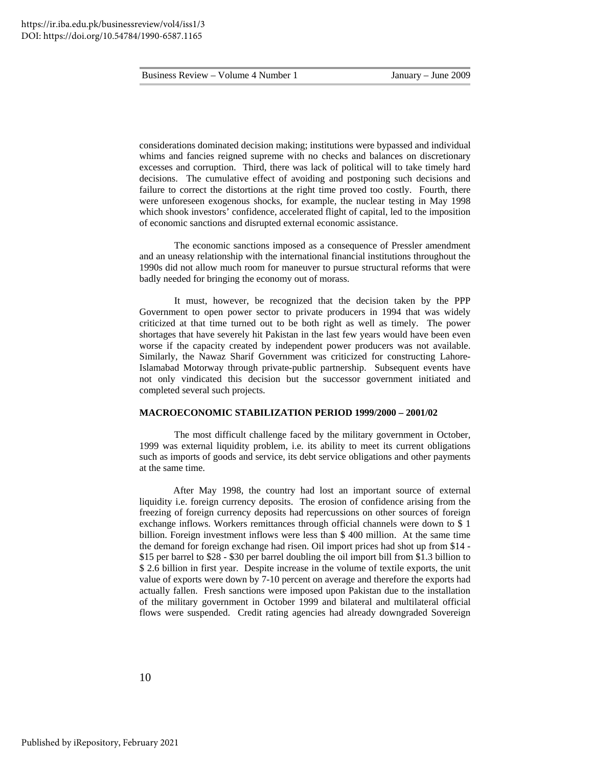considerations dominated decision making; institutions were bypassed and individual whims and fancies reigned supreme with no checks and balances on discretionary excesses and corruption. Third, there was lack of political will to take timely hard decisions. The cumulative effect of avoiding and postponing such decisions and failure to correct the distortions at the right time proved too costly. Fourth, there were unforeseen exogenous shocks, for example, the nuclear testing in May 1998 which shook investors' confidence, accelerated flight of capital, led to the imposition of economic sanctions and disrupted external economic assistance.

The economic sanctions imposed as a consequence of Pressler amendment and an uneasy relationship with the international financial institutions throughout the 1990s did not allow much room for maneuver to pursue structural reforms that were badly needed for bringing the economy out of morass.

It must, however, be recognized that the decision taken by the PPP Government to open power sector to private producers in 1994 that was widely criticized at that time turned out to be both right as well as timely. The power shortages that have severely hit Pakistan in the last few years would have been even worse if the capacity created by independent power producers was not available. Similarly, the Nawaz Sharif Government was criticized for constructing Lahore-Islamabad Motorway through private-public partnership. Subsequent events have not only vindicated this decision but the successor government initiated and completed several such projects.

## MACROECONOMIC STABILIZATION PERIOD 1999/2000 – 2001/02

The most difficult challenge faced by the military government in October, 1999 was external liquidity problem, i.e. its ability to meet its current obligations such as imports of goods and service, its debt service obligations and other payments at the same time.

After May 1998, the country had lost an important source of external liquidity i.e. foreign currency deposits. The erosion of confidence arising from the freezing of foreign currency deposits had repercussions on other sources of foreign exchange inflows. Workers remittances through official channels were down to $ 1 billion. Foreign investment inflows were less than $ 400 million. At the same time the demand for foreign exchange had risen. Oil import prices had shot up from $14 - $15 per barrel to $28 - $30 per barrel doubling the oil import bill from $1.3 billion to $ 2.6 billion in first year. Despite increase in the volume of textile exports, the unit value of exports were down by 7-10 percent on average and therefore the exports had actually fallen. Fresh sanctions were imposed upon Pakistan due to the installation of the military government in October 1999 and bilateral and multilateral official flows were suspended. Credit rating agencies had already downgraded Sovereign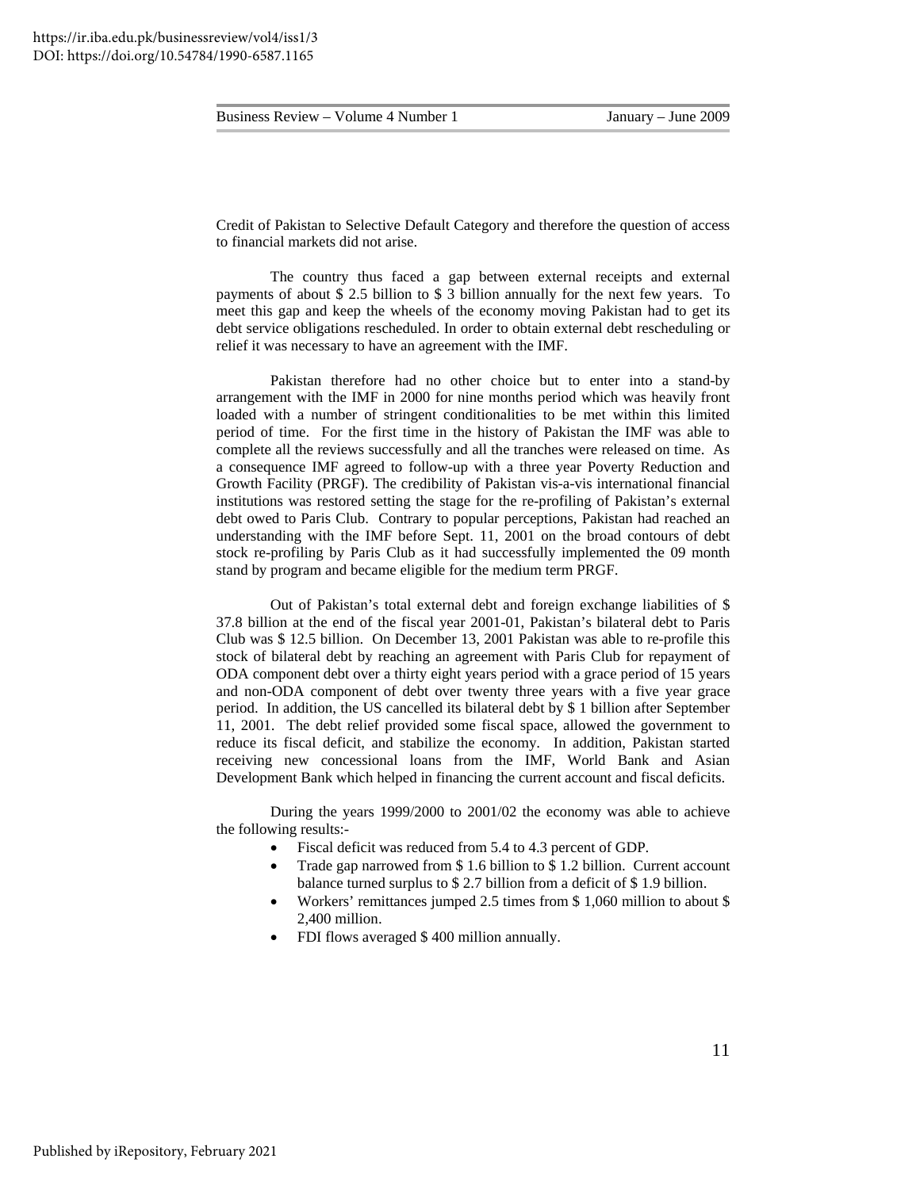Credit of Pakistan to Selective Default Category and therefore the question of access to financial markets did not arise.

The country thus faced a gap between external receipts and external payments of about $ 2.5 billion to $ 3 billion annually for the next few years. To meet this gap and keep the wheels of the economy moving Pakistan had to get its debt service obligations rescheduled. In order to obtain external debt rescheduling or relief it was necessary to have an agreement with the IMF.

Pakistan therefore had no other choice but to enter into a stand-by arrangement with the IMF in 2000 for nine months period which was heavily front loaded with a number of stringent conditionalities to be met within this limited period of time. For the first time in the history of Pakistan the IMF was able to complete all the reviews successfully and all the tranches were released on time. As a consequence IMF agreed to follow-up with a three year Poverty Reduction and Growth Facility (PRGF). The credibility of Pakistan vis-a-vis international financial institutions was restored setting the stage for the re-profiling of Pakistan's external debt owed to Paris Club. Contrary to popular perceptions, Pakistan had reached an understanding with the IMF before Sept. 11, 2001 on the broad contours of debt stock re-profiling by Paris Club as it had successfully implemented the 09 month stand by program and became eligible for the medium term PRGF.

Out of Pakistan's total external debt and foreign exchange liabilities of $ 37.8 billion at the end of the fiscal year 2001-01, Pakistan's bilateral debt to Paris Club was $ 12.5 billion. On December 13, 2001 Pakistan was able to re-profile this stock of bilateral debt by reaching an agreement with Paris Club for repayment of ODA component debt over a thirty eight years period with a grace period of 15 years and non-ODA component of debt over twenty three years with a five year grace period. In addition, the US cancelled its bilateral debt by $ 1 billion after September 11, 2001. The debt relief provided some fiscal space, allowed the government to reduce its fiscal deficit, and stabilize the economy. In addition, Pakistan started receiving new concessional loans from the IMF, World Bank and Asian Development Bank which helped in financing the current account and fiscal deficits.

During the years 1999/2000 to 2001/02 the economy was able to achieve the following results:-

- Fiscal deficit was reduced from 5.4 to 4.3 percent of GDP.
- Trade gap narrowed from $ 1.6 billion to $ 1.2 billion. Current account balance turned surplus to $ 2.7 billion from a deficit of $ 1.9 billion.
- Workers' remittances jumped 2.5 times from $ 1,060 million to about $ 2,400 million.
- FDI flows averaged $ 400 million annually.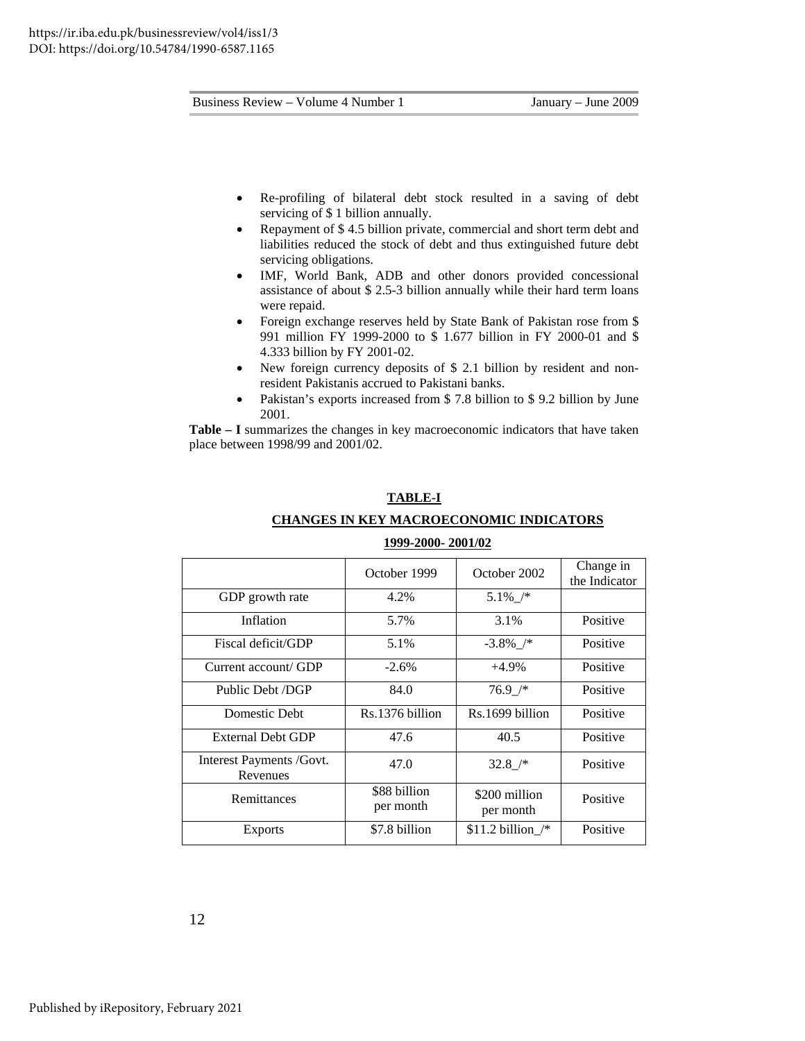- Re-profiling of bilateral debt stock resulted in a saving of debt servicing of $ 1 billion annually.
- Repayment of $ 4.5 billion private, commercial and short term debt and liabilities reduced the stock of debt and thus extinguished future debt servicing obligations.
- IMF, World Bank, ADB and other donors provided concessional assistance of about $ 2.5-3 billion annually while their hard term loans were repaid.
- Foreign exchange reserves held by State Bank of Pakistan rose from $ 991 million FY 1999-2000 to $ 1.677 billion in FY 2000-01 and $ 4.333 billion by FY 2001-02.
- New foreign currency deposits of $ 2.1 billion by resident and non-resident Pakistanis accrued to Pakistani banks.
- Pakistan's exports increased from $ 7.8 billion to $ 9.2 billion by June 2001.

**Table – I** summarizes the changes in key macroeconomic indicators that have taken place between 1998/99 and 2001/02.

**TABLE-I**

**CHANGES IN KEY MACROECONOMIC INDICATORS**

**1999-2000- 2001/02**

| | October 1999 | October 2002 | Change in the Indicator |
|---|---|---|---|
| GDP growth rate | 4.2% | 5.1%_/* | |
| Inflation | 5.7% | 3.1% | Positive |
| Fiscal deficit/GDP | 5.1% | -3.8%_/* | Positive |
| Current account/ GDP | -2.6% | +4.9% | Positive |
| Public Debt /DGP | 84.0 | 76.9_/* | Positive |
| Domestic Debt | Rs.1376 billion | Rs.1699 billion | Positive |
| External Debt GDP | 47.6 | 40.5 | Positive |
| Interest Payments /Govt. Revenues | 47.0 | 32.8_/* | Positive |
| Remittances | $88 billion per month | $200 million per month | Positive |
| Exports | $7.8 billion | $11.2 billion_/* | Positive |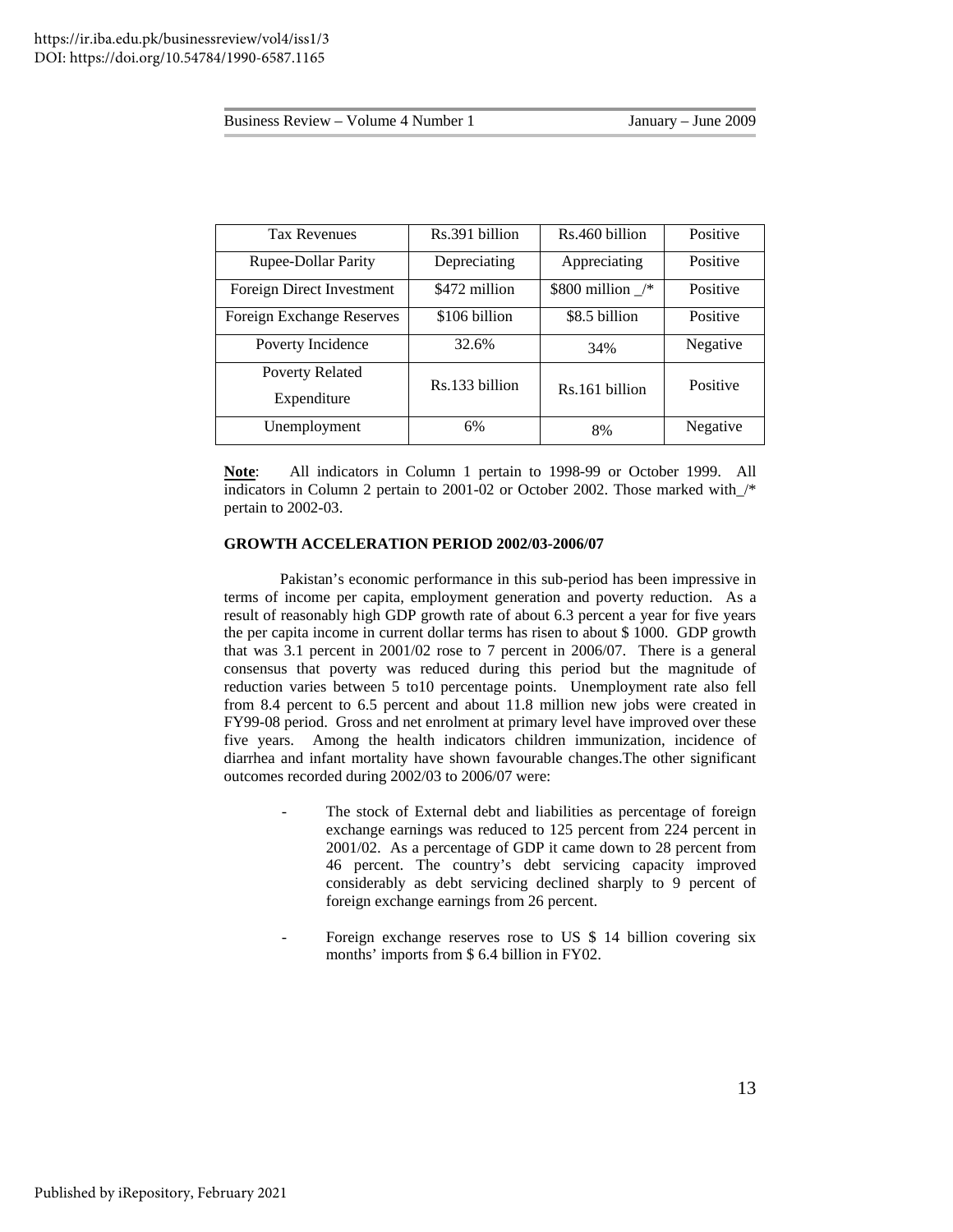| Tax Revenues | Rs.391 billion | Rs.460 billion | Positive |
|---|---|---|---|
| Rupee-Dollar Parity | Depreciating | Appreciating | Positive |
| Foreign Direct Investment | $472 million | $800 million _/* | Positive |
| Foreign Exchange Reserves | $106 billion | $8.5 billion | Positive |
| Poverty Incidence | 32.6% | 34% | Negative |
| Poverty Related Expenditure | Rs.133 billion | Rs.161 billion | Positive |
| Unemployment | 6% | 8% | Negative |

**Note**: All indicators in Column 1 pertain to 1998-99 or October 1999. All indicators in Column 2 pertain to 2001-02 or October 2002. Those marked with_/* pertain to 2002-03.

#### GROWTH ACCELERATION PERIOD 2002/03-2006/07

Pakistan's economic performance in this sub-period has been impressive in terms of income per capita, employment generation and poverty reduction. As a result of reasonably high GDP growth rate of about 6.3 percent a year for five years the per capita income in current dollar terms has risen to about $ 1000. GDP growth that was 3.1 percent in 2001/02 rose to 7 percent in 2006/07. There is a general consensus that poverty was reduced during this period but the magnitude of reduction varies between 5 to10 percentage points. Unemployment rate also fell from 8.4 percent to 6.5 percent and about 11.8 million new jobs were created in FY99-08 period. Gross and net enrolment at primary level have improved over these five years. Among the health indicators children immunization, incidence of diarrhea and infant mortality have shown favourable changes.The other significant outcomes recorded during 2002/03 to 2006/07 were:

- The stock of External debt and liabilities as percentage of foreign exchange earnings was reduced to 125 percent from 224 percent in 2001/02. As a percentage of GDP it came down to 28 percent from 46 percent. The country's debt servicing capacity improved considerably as debt servicing declined sharply to 9 percent of foreign exchange earnings from 26 percent.

- Foreign exchange reserves rose to US $ 14 billion covering six months' imports from $ 6.4 billion in FY02.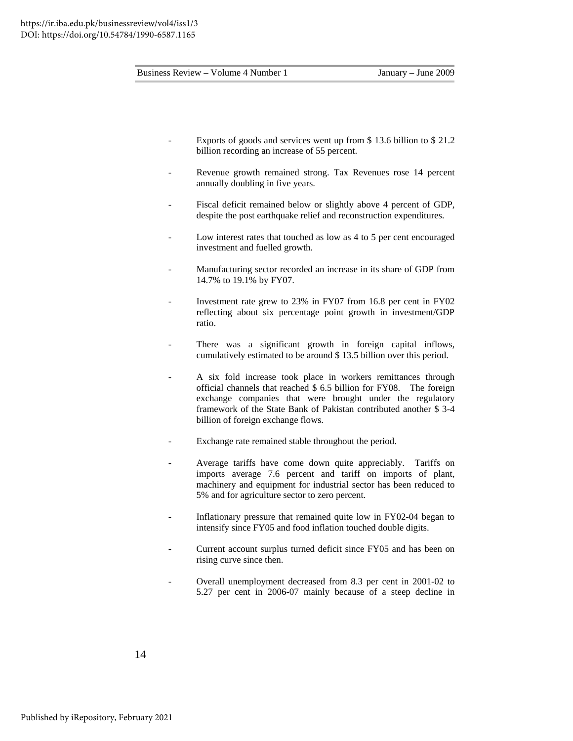- Exports of goods and services went up from $ 13.6 billion to $ 21.2 billion recording an increase of 55 percent.

- Revenue growth remained strong. Tax Revenues rose 14 percent annually doubling in five years.

- Fiscal deficit remained below or slightly above 4 percent of GDP, despite the post earthquake relief and reconstruction expenditures.

- Low interest rates that touched as low as 4 to 5 per cent encouraged investment and fuelled growth.

- Manufacturing sector recorded an increase in its share of GDP from 14.7% to 19.1% by FY07.

- Investment rate grew to 23% in FY07 from 16.8 per cent in FY02 reflecting about six percentage point growth in investment/GDP ratio.

- There was a significant growth in foreign capital inflows, cumulatively estimated to be around $ 13.5 billion over this period.

- A six fold increase took place in workers remittances through official channels that reached $ 6.5 billion for FY08. The foreign exchange companies that were brought under the regulatory framework of the State Bank of Pakistan contributed another $ 3-4 billion of foreign exchange flows.

- Exchange rate remained stable throughout the period.

- Average tariffs have come down quite appreciably. Tariffs on imports average 7.6 percent and tariff on imports of plant, machinery and equipment for industrial sector has been reduced to 5% and for agriculture sector to zero percent.

- Inflationary pressure that remained quite low in FY02-04 began to intensify since FY05 and food inflation touched double digits.

- Current account surplus turned deficit since FY05 and has been on rising curve since then.

- Overall unemployment decreased from 8.3 per cent in 2001-02 to 5.27 per cent in 2006-07 mainly because of a steep decline in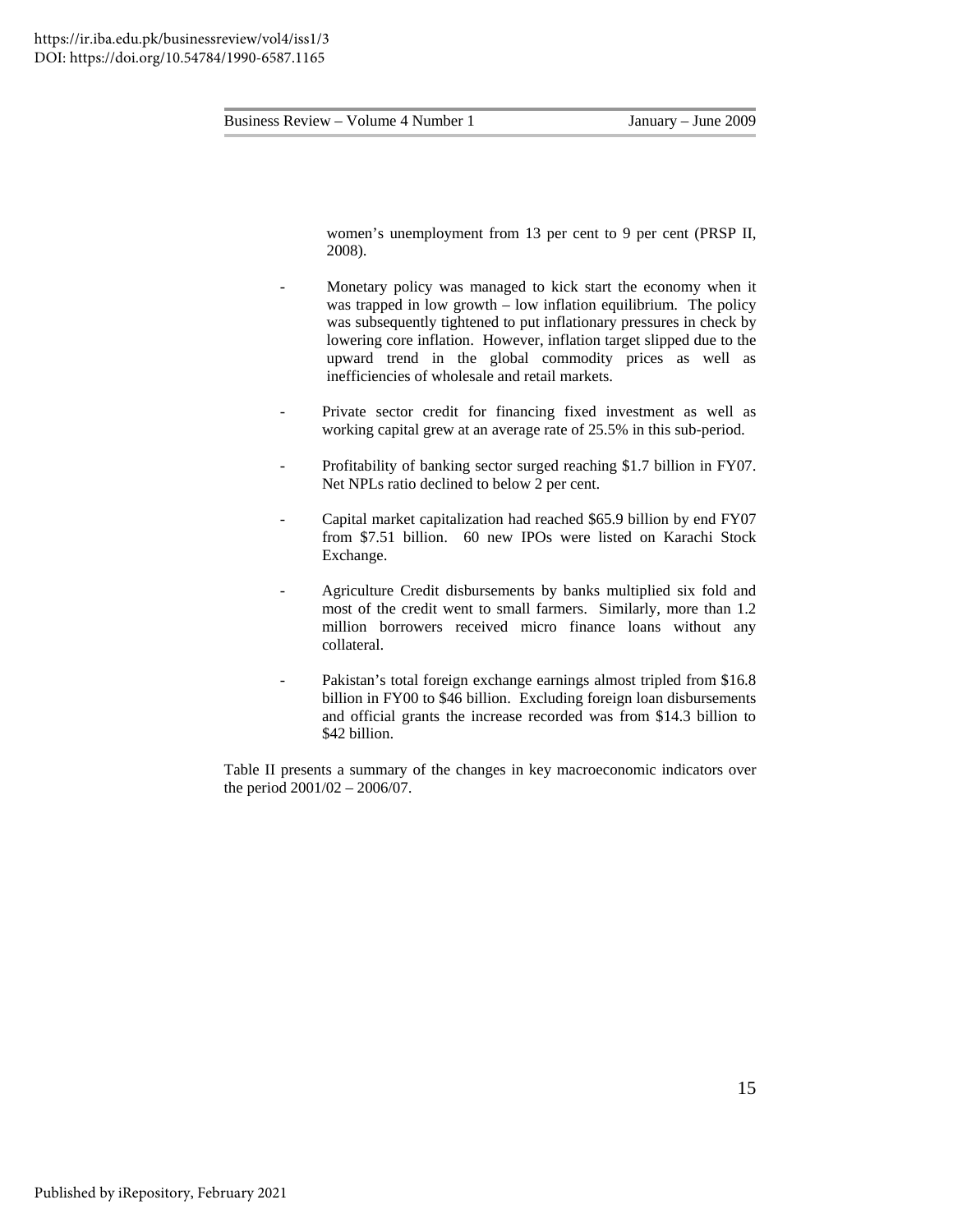women's unemployment from 13 per cent to 9 per cent (PRSP II, 2008).

- Monetary policy was managed to kick start the economy when it was trapped in low growth – low inflation equilibrium. The policy was subsequently tightened to put inflationary pressures in check by lowering core inflation. However, inflation target slipped due to the upward trend in the global commodity prices as well as inefficiencies of wholesale and retail markets.

- Private sector credit for financing fixed investment as well as working capital grew at an average rate of 25.5% in this sub-period.

- Profitability of banking sector surged reaching $1.7 billion in FY07. Net NPLs ratio declined to below 2 per cent.

- Capital market capitalization had reached $65.9 billion by end FY07 from $7.51 billion. 60 new IPOs were listed on Karachi Stock Exchange.

- Agriculture Credit disbursements by banks multiplied six fold and most of the credit went to small farmers. Similarly, more than 1.2 million borrowers received micro finance loans without any collateral.

- Pakistan's total foreign exchange earnings almost tripled from $16.8 billion in FY00 to $46 billion. Excluding foreign loan disbursements and official grants the increase recorded was from $14.3 billion to $42 billion.

Table II presents a summary of the changes in key macroeconomic indicators over the period 2001/02 – 2006/07.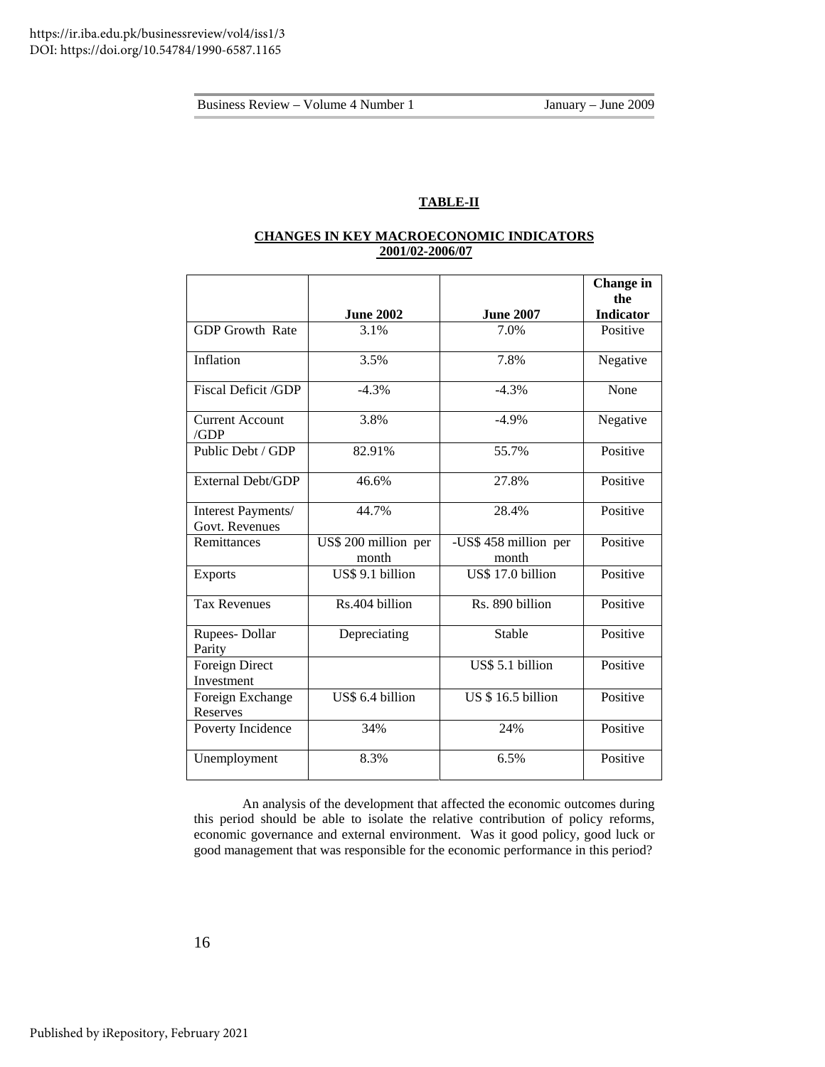**TABLE-II**

**CHANGES IN KEY MACROECONOMIC INDICATORS 2001/02-2006/07**

| | June 2002 | June 2007 | Change in the Indicator |
|---|---|---|---|
| GDP Growth Rate | 3.1% | 7.0% | Positive |
| Inflation | 3.5% | 7.8% | Negative |
| Fiscal Deficit /GDP | -4.3% | -4.3% | None |
| Current Account /GDP | 3.8% | -4.9% | Negative |
| Public Debt / GDP | 82.91% | 55.7% | Positive |
| External Debt/GDP | 46.6% | 27.8% | Positive |
| Interest Payments/ Govt. Revenues | 44.7% | 28.4% | Positive |
| Remittances | US$ 200 million per month | -US$ 458 million per month | Positive |
| Exports | US$ 9.1 billion | US$ 17.0 billion | Positive |
| Tax Revenues | Rs.404 billion | Rs. 890 billion | Positive |
| Rupees- Dollar Parity | Depreciating | Stable | Positive |
| Foreign Direct Investment | | US$ 5.1 billion | Positive |
| Foreign Exchange Reserves | US$ 6.4 billion | US $ 16.5 billion | Positive |
| Poverty Incidence | 34% | 24% | Positive |
| Unemployment | 8.3% | 6.5% | Positive |

An analysis of the development that affected the economic outcomes during this period should be able to isolate the relative contribution of policy reforms, economic governance and external environment. Was it good policy, good luck or good management that was responsible for the economic performance in this period?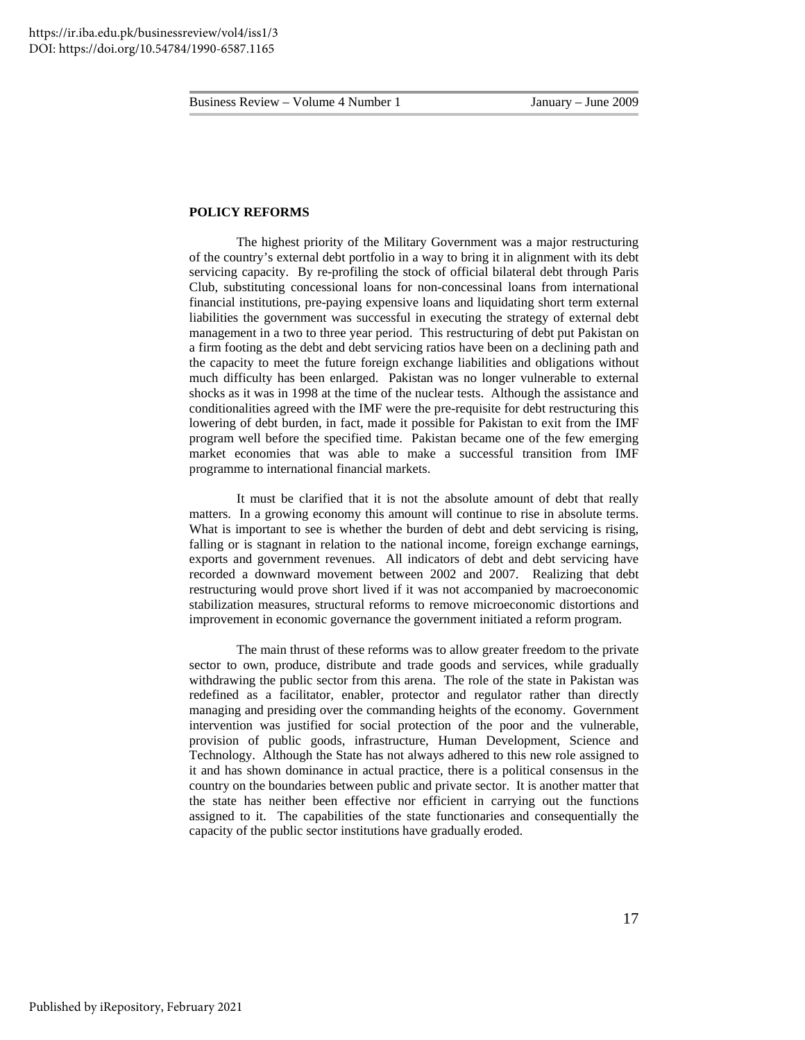## POLICY REFORMS

The highest priority of the Military Government was a major restructuring of the country's external debt portfolio in a way to bring it in alignment with its debt servicing capacity. By re-profiling the stock of official bilateral debt through Paris Club, substituting concessional loans for non-concessinal loans from international financial institutions, pre-paying expensive loans and liquidating short term external liabilities the government was successful in executing the strategy of external debt management in a two to three year period. This restructuring of debt put Pakistan on a firm footing as the debt and debt servicing ratios have been on a declining path and the capacity to meet the future foreign exchange liabilities and obligations without much difficulty has been enlarged. Pakistan was no longer vulnerable to external shocks as it was in 1998 at the time of the nuclear tests. Although the assistance and conditionalities agreed with the IMF were the pre-requisite for debt restructuring this lowering of debt burden, in fact, made it possible for Pakistan to exit from the IMF program well before the specified time. Pakistan became one of the few emerging market economies that was able to make a successful transition from IMF programme to international financial markets.

It must be clarified that it is not the absolute amount of debt that really matters. In a growing economy this amount will continue to rise in absolute terms. What is important to see is whether the burden of debt and debt servicing is rising, falling or is stagnant in relation to the national income, foreign exchange earnings, exports and government revenues. All indicators of debt and debt servicing have recorded a downward movement between 2002 and 2007. Realizing that debt restructuring would prove short lived if it was not accompanied by macroeconomic stabilization measures, structural reforms to remove microeconomic distortions and improvement in economic governance the government initiated a reform program.

The main thrust of these reforms was to allow greater freedom to the private sector to own, produce, distribute and trade goods and services, while gradually withdrawing the public sector from this arena. The role of the state in Pakistan was redefined as a facilitator, enabler, protector and regulator rather than directly managing and presiding over the commanding heights of the economy. Government intervention was justified for social protection of the poor and the vulnerable, provision of public goods, infrastructure, Human Development, Science and Technology. Although the State has not always adhered to this new role assigned to it and has shown dominance in actual practice, there is a political consensus in the country on the boundaries between public and private sector. It is another matter that the state has neither been effective nor efficient in carrying out the functions assigned to it. The capabilities of the state functionaries and consequentially the capacity of the public sector institutions have gradually eroded.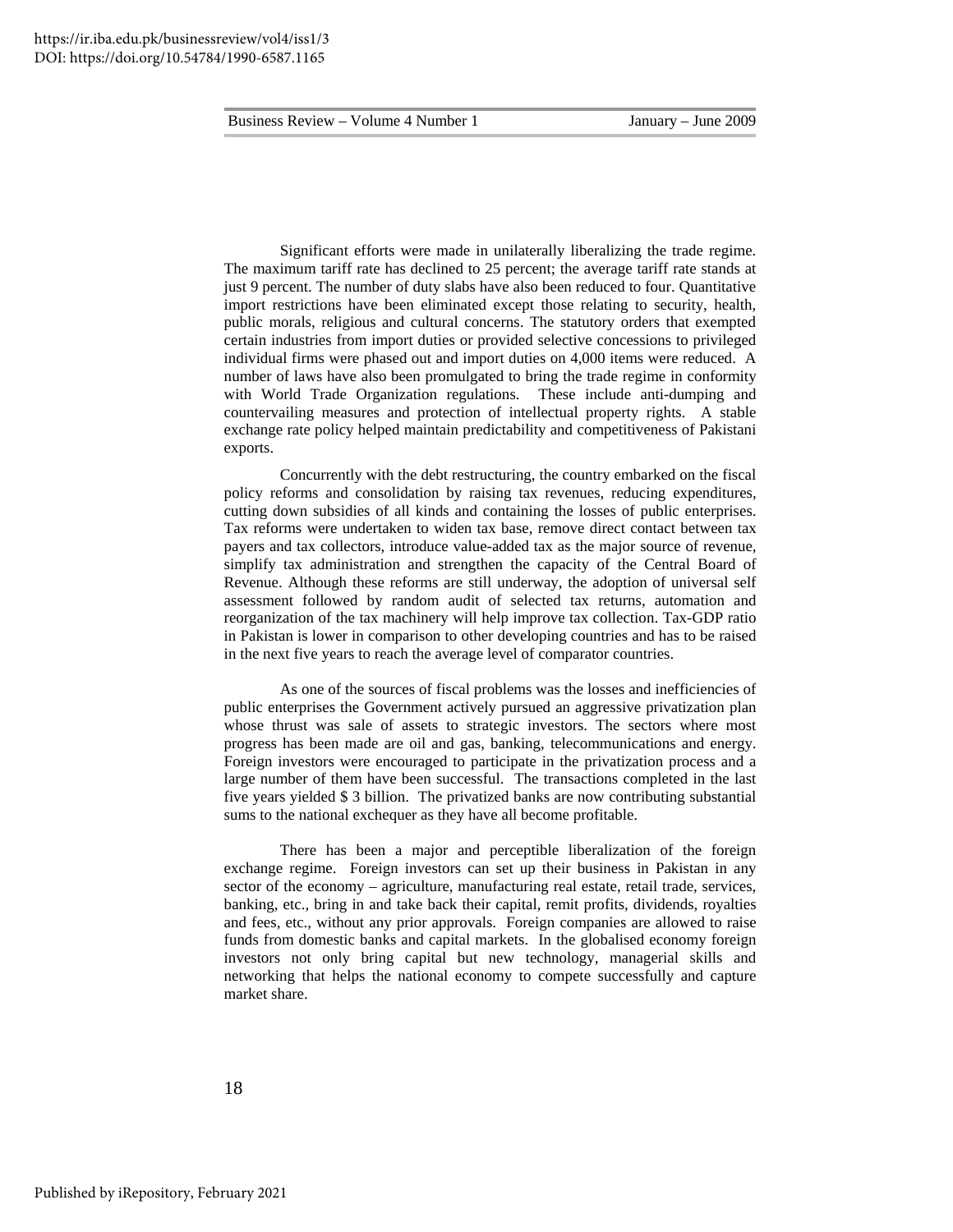Significant efforts were made in unilaterally liberalizing the trade regime. The maximum tariff rate has declined to 25 percent; the average tariff rate stands at just 9 percent. The number of duty slabs have also been reduced to four. Quantitative import restrictions have been eliminated except those relating to security, health, public morals, religious and cultural concerns. The statutory orders that exempted certain industries from import duties or provided selective concessions to privileged individual firms were phased out and import duties on 4,000 items were reduced. A number of laws have also been promulgated to bring the trade regime in conformity with World Trade Organization regulations. These include anti-dumping and countervailing measures and protection of intellectual property rights. A stable exchange rate policy helped maintain predictability and competitiveness of Pakistani exports.

Concurrently with the debt restructuring, the country embarked on the fiscal policy reforms and consolidation by raising tax revenues, reducing expenditures, cutting down subsidies of all kinds and containing the losses of public enterprises. Tax reforms were undertaken to widen tax base, remove direct contact between tax payers and tax collectors, introduce value-added tax as the major source of revenue, simplify tax administration and strengthen the capacity of the Central Board of Revenue. Although these reforms are still underway, the adoption of universal self assessment followed by random audit of selected tax returns, automation and reorganization of the tax machinery will help improve tax collection. Tax-GDP ratio in Pakistan is lower in comparison to other developing countries and has to be raised in the next five years to reach the average level of comparator countries.

As one of the sources of fiscal problems was the losses and inefficiencies of public enterprises the Government actively pursued an aggressive privatization plan whose thrust was sale of assets to strategic investors. The sectors where most progress has been made are oil and gas, banking, telecommunications and energy. Foreign investors were encouraged to participate in the privatization process and a large number of them have been successful. The transactions completed in the last five years yielded $ 3 billion. The privatized banks are now contributing substantial sums to the national exchequer as they have all become profitable.

There has been a major and perceptible liberalization of the foreign exchange regime. Foreign investors can set up their business in Pakistan in any sector of the economy – agriculture, manufacturing real estate, retail trade, services, banking, etc., bring in and take back their capital, remit profits, dividends, royalties and fees, etc., without any prior approvals. Foreign companies are allowed to raise funds from domestic banks and capital markets. In the globalised economy foreign investors not only bring capital but new technology, managerial skills and networking that helps the national economy to compete successfully and capture market share.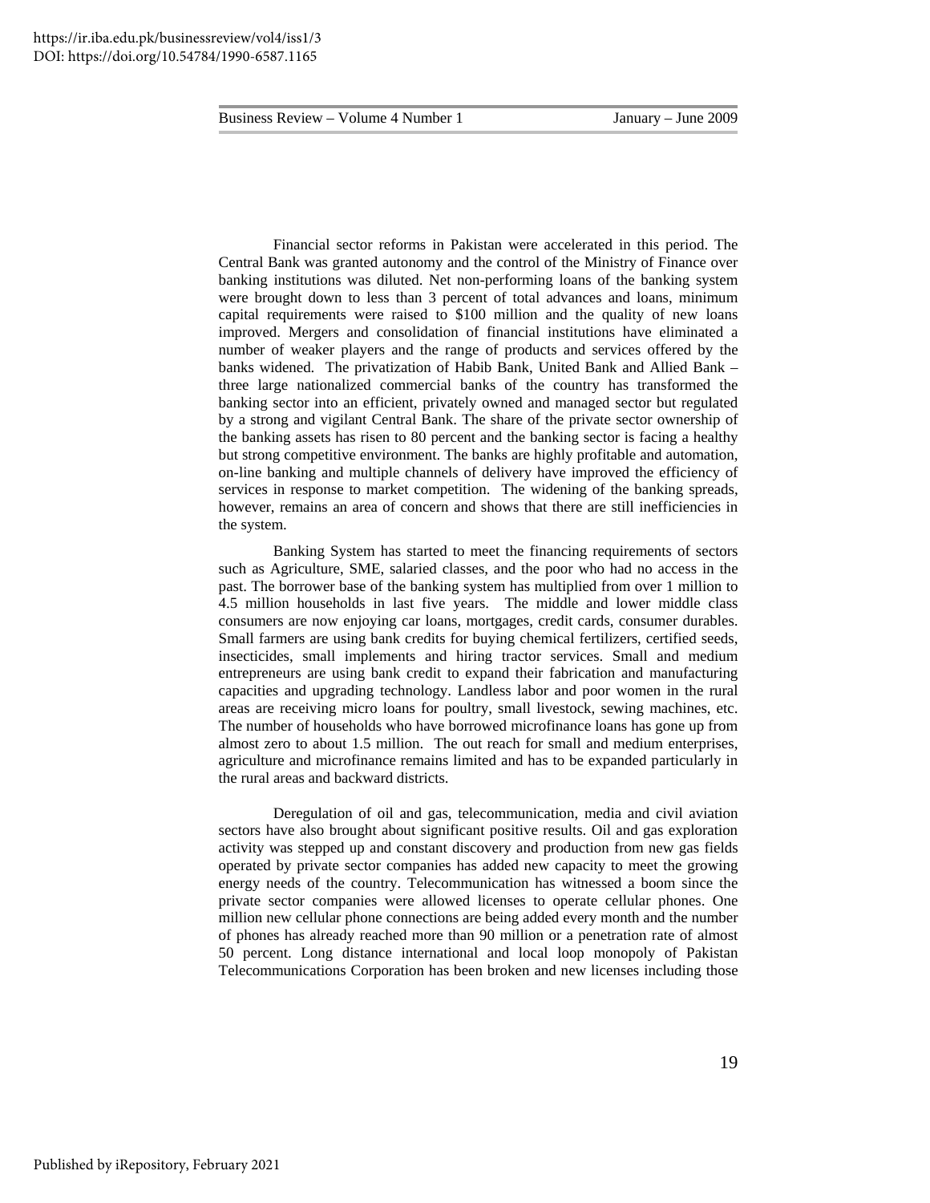Financial sector reforms in Pakistan were accelerated in this period. The Central Bank was granted autonomy and the control of the Ministry of Finance over banking institutions was diluted. Net non-performing loans of the banking system were brought down to less than 3 percent of total advances and loans, minimum capital requirements were raised to $100 million and the quality of new loans improved. Mergers and consolidation of financial institutions have eliminated a number of weaker players and the range of products and services offered by the banks widened. The privatization of Habib Bank, United Bank and Allied Bank – three large nationalized commercial banks of the country has transformed the banking sector into an efficient, privately owned and managed sector but regulated by a strong and vigilant Central Bank. The share of the private sector ownership of the banking assets has risen to 80 percent and the banking sector is facing a healthy but strong competitive environment. The banks are highly profitable and automation, on-line banking and multiple channels of delivery have improved the efficiency of services in response to market competition. The widening of the banking spreads, however, remains an area of concern and shows that there are still inefficiencies in the system.

Banking System has started to meet the financing requirements of sectors such as Agriculture, SME, salaried classes, and the poor who had no access in the past. The borrower base of the banking system has multiplied from over 1 million to 4.5 million households in last five years. The middle and lower middle class consumers are now enjoying car loans, mortgages, credit cards, consumer durables. Small farmers are using bank credits for buying chemical fertilizers, certified seeds, insecticides, small implements and hiring tractor services. Small and medium entrepreneurs are using bank credit to expand their fabrication and manufacturing capacities and upgrading technology. Landless labor and poor women in the rural areas are receiving micro loans for poultry, small livestock, sewing machines, etc. The number of households who have borrowed microfinance loans has gone up from almost zero to about 1.5 million. The out reach for small and medium enterprises, agriculture and microfinance remains limited and has to be expanded particularly in the rural areas and backward districts.

Deregulation of oil and gas, telecommunication, media and civil aviation sectors have also brought about significant positive results. Oil and gas exploration activity was stepped up and constant discovery and production from new gas fields operated by private sector companies has added new capacity to meet the growing energy needs of the country. Telecommunication has witnessed a boom since the private sector companies were allowed licenses to operate cellular phones. One million new cellular phone connections are being added every month and the number of phones has already reached more than 90 million or a penetration rate of almost 50 percent. Long distance international and local loop monopoly of Pakistan Telecommunications Corporation has been broken and new licenses including those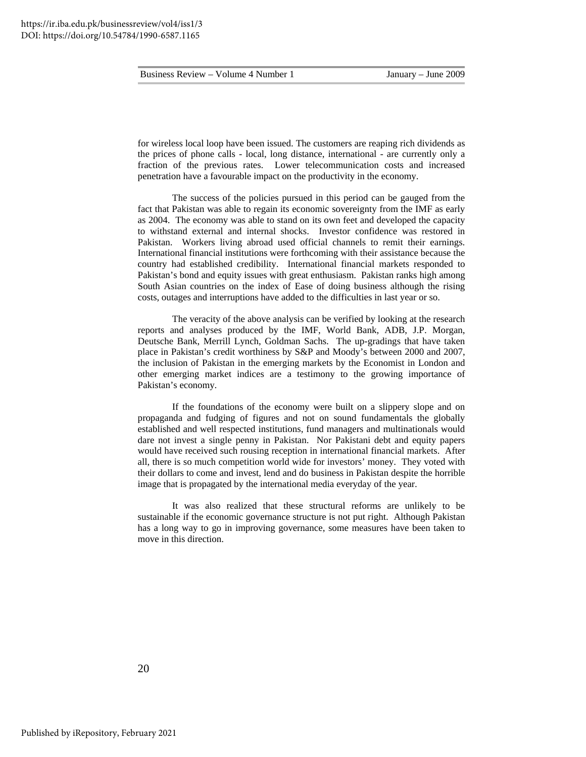for wireless local loop have been issued. The customers are reaping rich dividends as the prices of phone calls - local, long distance, international - are currently only a fraction of the previous rates. Lower telecommunication costs and increased penetration have a favourable impact on the productivity in the economy.

The success of the policies pursued in this period can be gauged from the fact that Pakistan was able to regain its economic sovereignty from the IMF as early as 2004. The economy was able to stand on its own feet and developed the capacity to withstand external and internal shocks. Investor confidence was restored in Pakistan. Workers living abroad used official channels to remit their earnings. International financial institutions were forthcoming with their assistance because the country had established credibility. International financial markets responded to Pakistan's bond and equity issues with great enthusiasm. Pakistan ranks high among South Asian countries on the index of Ease of doing business although the rising costs, outages and interruptions have added to the difficulties in last year or so.

The veracity of the above analysis can be verified by looking at the research reports and analyses produced by the IMF, World Bank, ADB, J.P. Morgan, Deutsche Bank, Merrill Lynch, Goldman Sachs. The up-gradings that have taken place in Pakistan's credit worthiness by S&P and Moody's between 2000 and 2007, the inclusion of Pakistan in the emerging markets by the Economist in London and other emerging market indices are a testimony to the growing importance of Pakistan's economy.

If the foundations of the economy were built on a slippery slope and on propaganda and fudging of figures and not on sound fundamentals the globally established and well respected institutions, fund managers and multinationals would dare not invest a single penny in Pakistan. Nor Pakistani debt and equity papers would have received such rousing reception in international financial markets. After all, there is so much competition world wide for investors' money. They voted with their dollars to come and invest, lend and do business in Pakistan despite the horrible image that is propagated by the international media everyday of the year.

It was also realized that these structural reforms are unlikely to be sustainable if the economic governance structure is not put right. Although Pakistan has a long way to go in improving governance, some measures have been taken to move in this direction.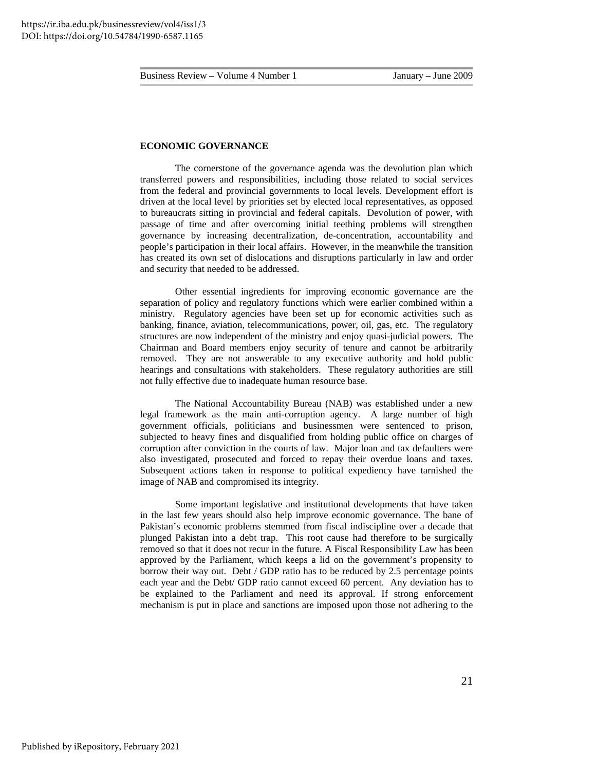## ECONOMIC GOVERNANCE

The cornerstone of the governance agenda was the devolution plan which transferred powers and responsibilities, including those related to social services from the federal and provincial governments to local levels. Development effort is driven at the local level by priorities set by elected local representatives, as opposed to bureaucrats sitting in provincial and federal capitals. Devolution of power, with passage of time and after overcoming initial teething problems will strengthen governance by increasing decentralization, de-concentration, accountability and people's participation in their local affairs. However, in the meanwhile the transition has created its own set of dislocations and disruptions particularly in law and order and security that needed to be addressed.

Other essential ingredients for improving economic governance are the separation of policy and regulatory functions which were earlier combined within a ministry. Regulatory agencies have been set up for economic activities such as banking, finance, aviation, telecommunications, power, oil, gas, etc. The regulatory structures are now independent of the ministry and enjoy quasi-judicial powers. The Chairman and Board members enjoy security of tenure and cannot be arbitrarily removed. They are not answerable to any executive authority and hold public hearings and consultations with stakeholders. These regulatory authorities are still not fully effective due to inadequate human resource base.

The National Accountability Bureau (NAB) was established under a new legal framework as the main anti-corruption agency. A large number of high government officials, politicians and businessmen were sentenced to prison, subjected to heavy fines and disqualified from holding public office on charges of corruption after conviction in the courts of law. Major loan and tax defaulters were also investigated, prosecuted and forced to repay their overdue loans and taxes. Subsequent actions taken in response to political expediency have tarnished the image of NAB and compromised its integrity.

Some important legislative and institutional developments that have taken in the last few years should also help improve economic governance. The bane of Pakistan's economic problems stemmed from fiscal indiscipline over a decade that plunged Pakistan into a debt trap. This root cause had therefore to be surgically removed so that it does not recur in the future. A Fiscal Responsibility Law has been approved by the Parliament, which keeps a lid on the government's propensity to borrow their way out. Debt / GDP ratio has to be reduced by 2.5 percentage points each year and the Debt/ GDP ratio cannot exceed 60 percent. Any deviation has to be explained to the Parliament and need its approval. If strong enforcement mechanism is put in place and sanctions are imposed upon those not adhering to the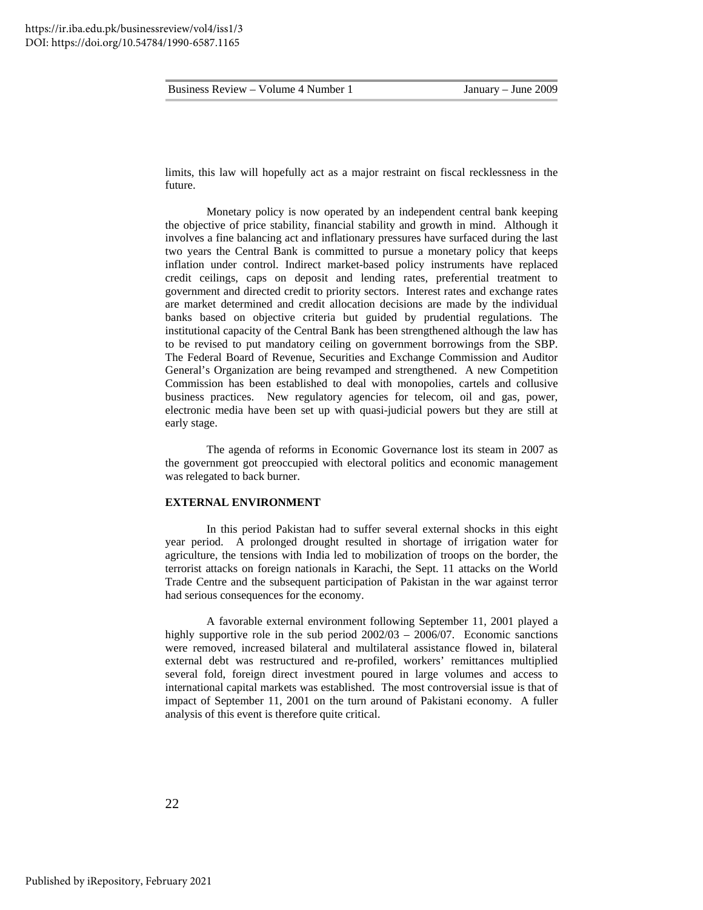limits, this law will hopefully act as a major restraint on fiscal recklessness in the future.

Monetary policy is now operated by an independent central bank keeping the objective of price stability, financial stability and growth in mind. Although it involves a fine balancing act and inflationary pressures have surfaced during the last two years the Central Bank is committed to pursue a monetary policy that keeps inflation under control. Indirect market-based policy instruments have replaced credit ceilings, caps on deposit and lending rates, preferential treatment to government and directed credit to priority sectors. Interest rates and exchange rates are market determined and credit allocation decisions are made by the individual banks based on objective criteria but guided by prudential regulations. The institutional capacity of the Central Bank has been strengthened although the law has to be revised to put mandatory ceiling on government borrowings from the SBP. The Federal Board of Revenue, Securities and Exchange Commission and Auditor General's Organization are being revamped and strengthened. A new Competition Commission has been established to deal with monopolies, cartels and collusive business practices. New regulatory agencies for telecom, oil and gas, power, electronic media have been set up with quasi-judicial powers but they are still at early stage.

The agenda of reforms in Economic Governance lost its steam in 2007 as the government got preoccupied with electoral politics and economic management was relegated to back burner.

**EXTERNAL ENVIRONMENT**

In this period Pakistan had to suffer several external shocks in this eight year period. A prolonged drought resulted in shortage of irrigation water for agriculture, the tensions with India led to mobilization of troops on the border, the terrorist attacks on foreign nationals in Karachi, the Sept. 11 attacks on the World Trade Centre and the subsequent participation of Pakistan in the war against terror had serious consequences for the economy.

A favorable external environment following September 11, 2001 played a highly supportive role in the sub period 2002/03 – 2006/07. Economic sanctions were removed, increased bilateral and multilateral assistance flowed in, bilateral external debt was restructured and re-profiled, workers' remittances multiplied several fold, foreign direct investment poured in large volumes and access to international capital markets was established. The most controversial issue is that of impact of September 11, 2001 on the turn around of Pakistani economy. A fuller analysis of this event is therefore quite critical.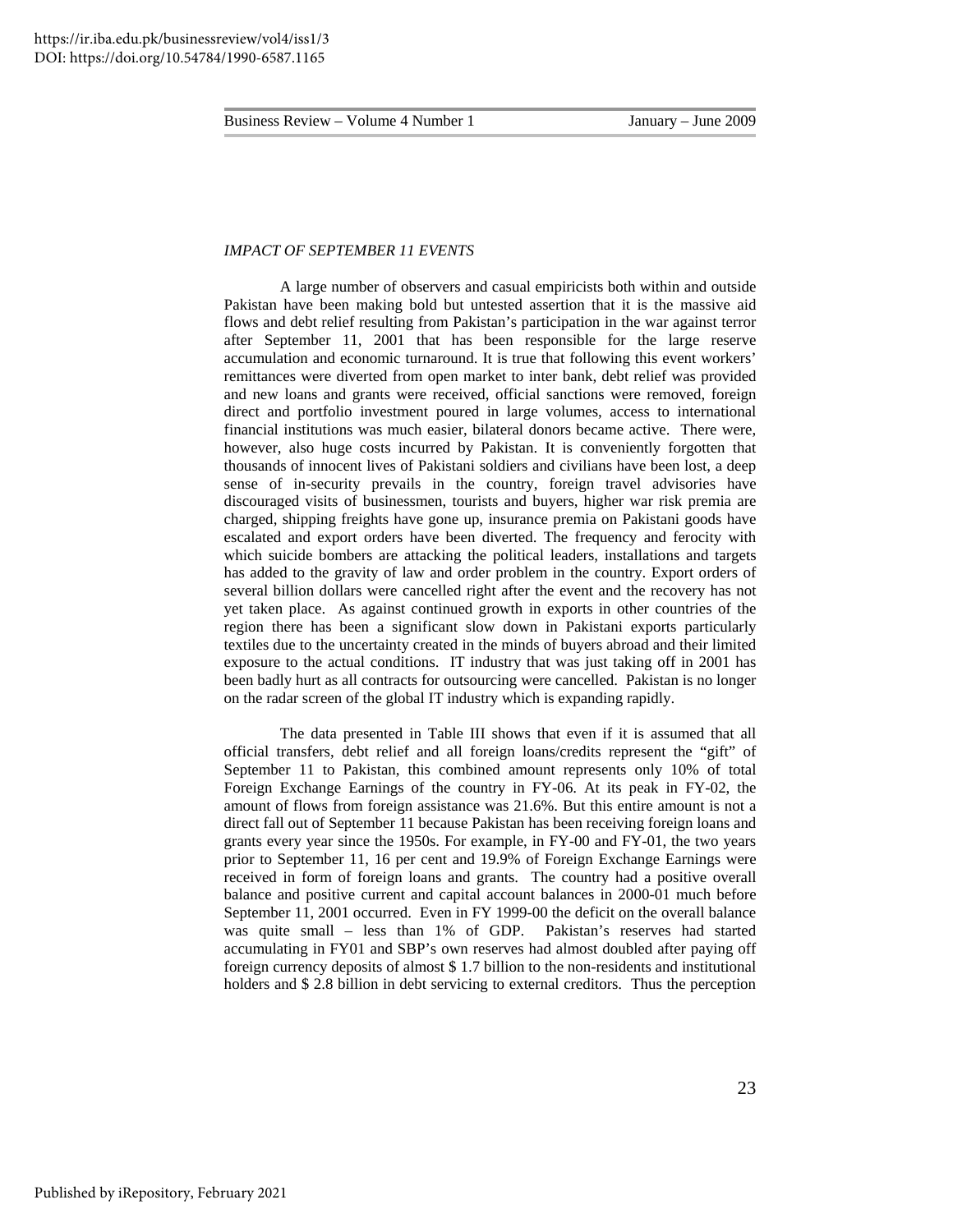*IMPACT OF SEPTEMBER 11 EVENTS*

A large number of observers and casual empiricists both within and outside Pakistan have been making bold but untested assertion that it is the massive aid flows and debt relief resulting from Pakistan's participation in the war against terror after September 11, 2001 that has been responsible for the large reserve accumulation and economic turnaround. It is true that following this event workers' remittances were diverted from open market to inter bank, debt relief was provided and new loans and grants were received, official sanctions were removed, foreign direct and portfolio investment poured in large volumes, access to international financial institutions was much easier, bilateral donors became active. There were, however, also huge costs incurred by Pakistan. It is conveniently forgotten that thousands of innocent lives of Pakistani soldiers and civilians have been lost, a deep sense of in-security prevails in the country, foreign travel advisories have discouraged visits of businessmen, tourists and buyers, higher war risk premia are charged, shipping freights have gone up, insurance premia on Pakistani goods have escalated and export orders have been diverted. The frequency and ferocity with which suicide bombers are attacking the political leaders, installations and targets has added to the gravity of law and order problem in the country. Export orders of several billion dollars were cancelled right after the event and the recovery has not yet taken place. As against continued growth in exports in other countries of the region there has been a significant slow down in Pakistani exports particularly textiles due to the uncertainty created in the minds of buyers abroad and their limited exposure to the actual conditions. IT industry that was just taking off in 2001 has been badly hurt as all contracts for outsourcing were cancelled. Pakistan is no longer on the radar screen of the global IT industry which is expanding rapidly.

The data presented in Table III shows that even if it is assumed that all official transfers, debt relief and all foreign loans/credits represent the "gift" of September 11 to Pakistan, this combined amount represents only 10% of total Foreign Exchange Earnings of the country in FY-06. At its peak in FY-02, the amount of flows from foreign assistance was 21.6%. But this entire amount is not a direct fall out of September 11 because Pakistan has been receiving foreign loans and grants every year since the 1950s. For example, in FY-00 and FY-01, the two years prior to September 11, 16 per cent and 19.9% of Foreign Exchange Earnings were received in form of foreign loans and grants. The country had a positive overall balance and positive current and capital account balances in 2000-01 much before September 11, 2001 occurred. Even in FY 1999-00 the deficit on the overall balance was quite small – less than 1% of GDP. Pakistan's reserves had started accumulating in FY01 and SBP's own reserves had almost doubled after paying off foreign currency deposits of almost $ 1.7 billion to the non-residents and institutional holders and $ 2.8 billion in debt servicing to external creditors. Thus the perception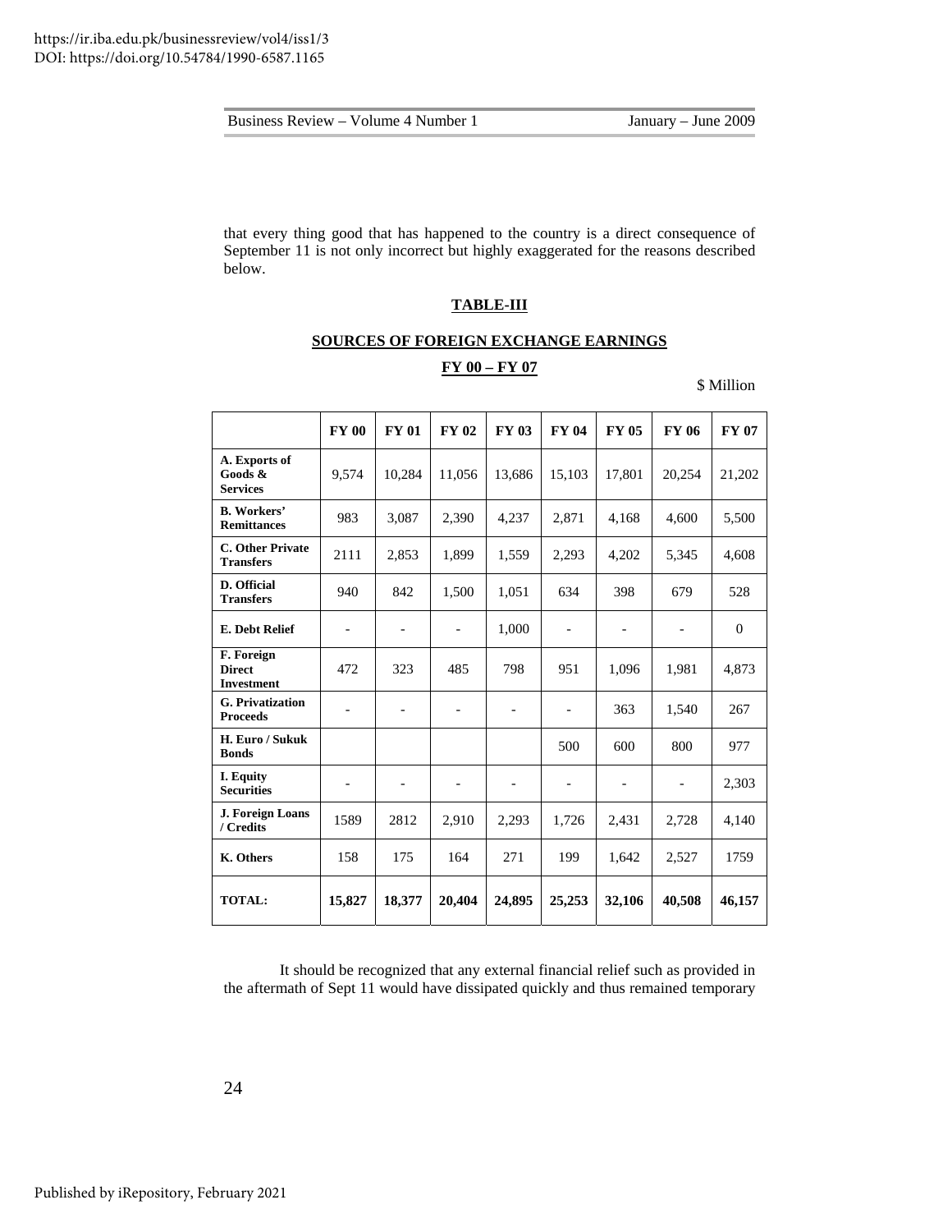that every thing good that has happened to the country is a direct consequence of September 11 is not only incorrect but highly exaggerated for the reasons described below.

**TABLE-III**

**SOURCES OF FOREIGN EXCHANGE EARNINGS**

**FY 00 – FY 07**

$ Million

| | FY 00 | FY 01 | FY 02 | FY 03 | FY 04 | FY 05 | FY 06 | FY 07 |
|---|---|---|---|---|---|---|---|---|
| **A. Exports of Goods & Services** | 9,574 | 10,284 | 11,056 | 13,686 | 15,103 | 17,801 | 20,254 | 21,202 |
| **B. Workers' Remittances** | 983 | 3,087 | 2,390 | 4,237 | 2,871 | 4,168 | 4,600 | 5,500 |
| **C. Other Private Transfers** | 2111 | 2,853 | 1,899 | 1,559 | 2,293 | 4,202 | 5,345 | 4,608 |
| **D. Official Transfers** | 940 | 842 | 1,500 | 1,051 | 634 | 398 | 679 | 528 |
| **E. Debt Relief** | - | - | - | 1,000 | - | - | - | 0 |
| **F. Foreign Direct Investment** | 472 | 323 | 485 | 798 | 951 | 1,096 | 1,981 | 4,873 |
| **G. Privatization Proceeds** | - | - | - | - | - | 363 | 1,540 | 267 |
| **H. Euro / Sukuk Bonds** | | | | | 500 | 600 | 800 | 977 |
| **I. Equity Securities** | - | - | - | - | - | - | - | 2,303 |
| **J. Foreign Loans / Credits** | 1589 | 2812 | 2,910 | 2,293 | 1,726 | 2,431 | 2,728 | 4,140 |
| **K. Others** | 158 | 175 | 164 | 271 | 199 | 1,642 | 2,527 | 1759 |
| **TOTAL:** | **15,827** | **18,377** | **20,404** | **24,895** | **25,253** | **32,106** | **40,508** | **46,157** |

It should be recognized that any external financial relief such as provided in the aftermath of Sept 11 would have dissipated quickly and thus remained temporary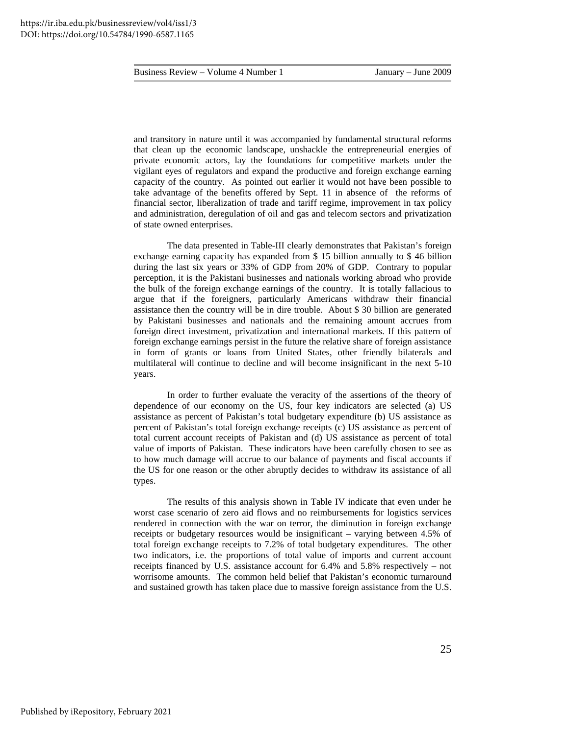and transitory in nature until it was accompanied by fundamental structural reforms that clean up the economic landscape, unshackle the entrepreneurial energies of private economic actors, lay the foundations for competitive markets under the vigilant eyes of regulators and expand the productive and foreign exchange earning capacity of the country. As pointed out earlier it would not have been possible to take advantage of the benefits offered by Sept. 11 in absence of the reforms of financial sector, liberalization of trade and tariff regime, improvement in tax policy and administration, deregulation of oil and gas and telecom sectors and privatization of state owned enterprises.

The data presented in Table-III clearly demonstrates that Pakistan's foreign exchange earning capacity has expanded from $ 15 billion annually to $ 46 billion during the last six years or 33% of GDP from 20% of GDP. Contrary to popular perception, it is the Pakistani businesses and nationals working abroad who provide the bulk of the foreign exchange earnings of the country. It is totally fallacious to argue that if the foreigners, particularly Americans withdraw their financial assistance then the country will be in dire trouble. About $ 30 billion are generated by Pakistani businesses and nationals and the remaining amount accrues from foreign direct investment, privatization and international markets. If this pattern of foreign exchange earnings persist in the future the relative share of foreign assistance in form of grants or loans from United States, other friendly bilaterals and multilateral will continue to decline and will become insignificant in the next 5-10 years.

In order to further evaluate the veracity of the assertions of the theory of dependence of our economy on the US, four key indicators are selected (a) US assistance as percent of Pakistan's total budgetary expenditure (b) US assistance as percent of Pakistan's total foreign exchange receipts (c) US assistance as percent of total current account receipts of Pakistan and (d) US assistance as percent of total value of imports of Pakistan. These indicators have been carefully chosen to see as to how much damage will accrue to our balance of payments and fiscal accounts if the US for one reason or the other abruptly decides to withdraw its assistance of all types.

The results of this analysis shown in Table IV indicate that even under he worst case scenario of zero aid flows and no reimbursements for logistics services rendered in connection with the war on terror, the diminution in foreign exchange receipts or budgetary resources would be insignificant – varying between 4.5% of total foreign exchange receipts to 7.2% of total budgetary expenditures. The other two indicators, i.e. the proportions of total value of imports and current account receipts financed by U.S. assistance account for 6.4% and 5.8% respectively – not worrisome amounts. The common held belief that Pakistan's economic turnaround and sustained growth has taken place due to massive foreign assistance from the U.S.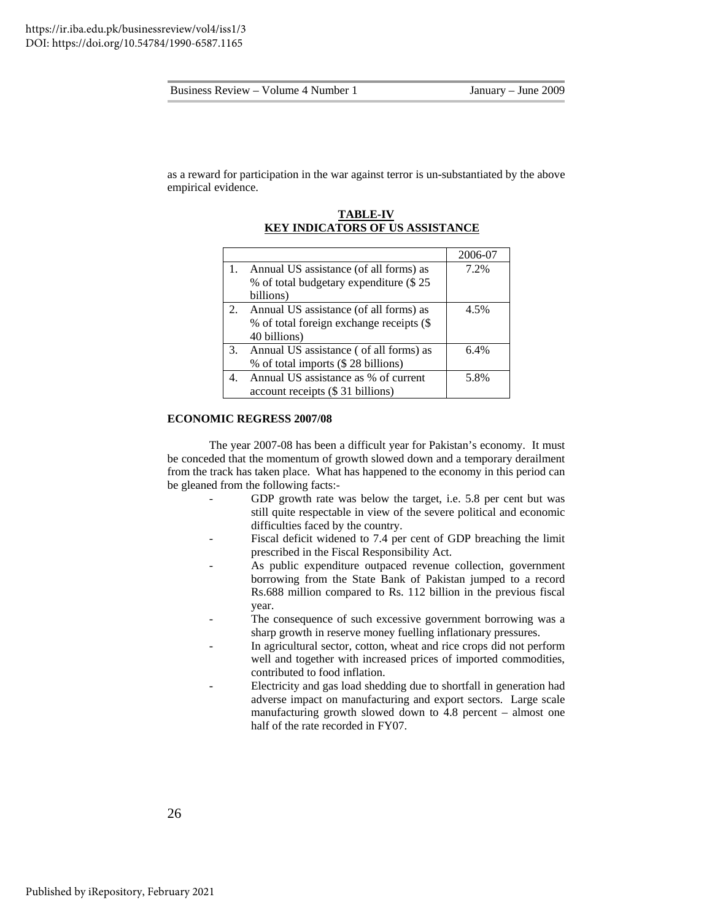as a reward for participation in the war against terror is un-substantiated by the above empirical evidence.

**TABLE-IV**
**KEY INDICATORS OF US ASSISTANCE**

| | | 2006-07 |
|---|---|---|
| 1. | Annual US assistance (of all forms) as % of total budgetary expenditure ($ 25 billions) | 7.2% |
| 2. | Annual US assistance (of all forms) as % of total foreign exchange receipts ($ 40 billions) | 4.5% |
| 3. | Annual US assistance ( of all forms) as % of total imports ($ 28 billions) | 6.4% |
| 4. | Annual US assistance as % of current account receipts ($ 31 billions) | 5.8% |

**ECONOMIC REGRESS 2007/08**

The year 2007-08 has been a difficult year for Pakistan's economy. It must be conceded that the momentum of growth slowed down and a temporary derailment from the track has taken place. What has happened to the economy in this period can be gleaned from the following facts:-

- GDP growth rate was below the target, i.e. 5.8 per cent but was still quite respectable in view of the severe political and economic difficulties faced by the country.
- Fiscal deficit widened to 7.4 per cent of GDP breaching the limit prescribed in the Fiscal Responsibility Act.
- As public expenditure outpaced revenue collection, government borrowing from the State Bank of Pakistan jumped to a record Rs.688 million compared to Rs. 112 billion in the previous fiscal year.
- The consequence of such excessive government borrowing was a sharp growth in reserve money fuelling inflationary pressures.
- In agricultural sector, cotton, wheat and rice crops did not perform well and together with increased prices of imported commodities, contributed to food inflation.
- Electricity and gas load shedding due to shortfall in generation had adverse impact on manufacturing and export sectors. Large scale manufacturing growth slowed down to 4.8 percent – almost one half of the rate recorded in FY07.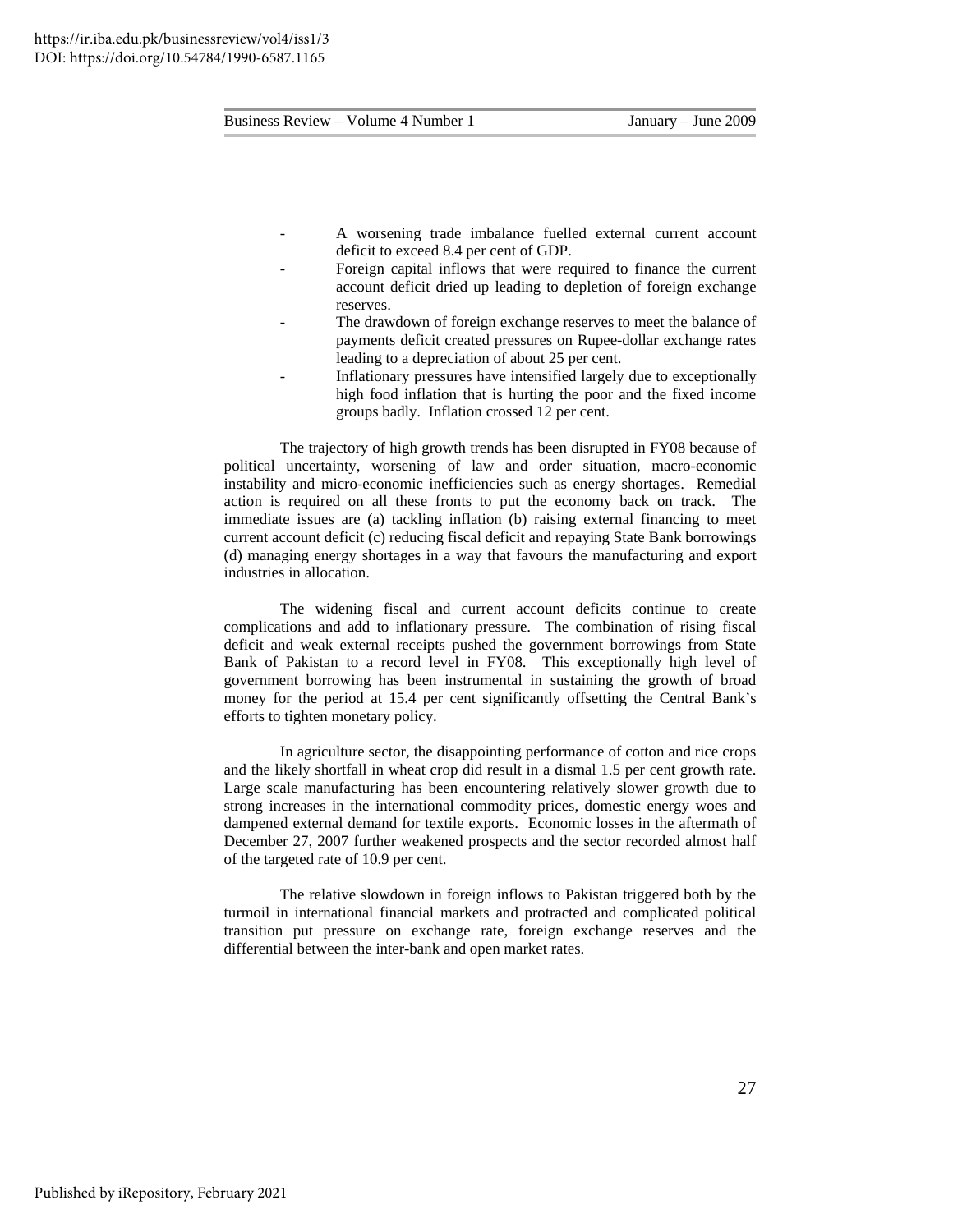- A worsening trade imbalance fuelled external current account deficit to exceed 8.4 per cent of GDP.
- Foreign capital inflows that were required to finance the current account deficit dried up leading to depletion of foreign exchange reserves.
- The drawdown of foreign exchange reserves to meet the balance of payments deficit created pressures on Rupee-dollar exchange rates leading to a depreciation of about 25 per cent.
- Inflationary pressures have intensified largely due to exceptionally high food inflation that is hurting the poor and the fixed income groups badly. Inflation crossed 12 per cent.

The trajectory of high growth trends has been disrupted in FY08 because of political uncertainty, worsening of law and order situation, macro-economic instability and micro-economic inefficiencies such as energy shortages. Remedial action is required on all these fronts to put the economy back on track. The immediate issues are (a) tackling inflation (b) raising external financing to meet current account deficit (c) reducing fiscal deficit and repaying State Bank borrowings (d) managing energy shortages in a way that favours the manufacturing and export industries in allocation.

The widening fiscal and current account deficits continue to create complications and add to inflationary pressure. The combination of rising fiscal deficit and weak external receipts pushed the government borrowings from State Bank of Pakistan to a record level in FY08. This exceptionally high level of government borrowing has been instrumental in sustaining the growth of broad money for the period at 15.4 per cent significantly offsetting the Central Bank's efforts to tighten monetary policy.

In agriculture sector, the disappointing performance of cotton and rice crops and the likely shortfall in wheat crop did result in a dismal 1.5 per cent growth rate. Large scale manufacturing has been encountering relatively slower growth due to strong increases in the international commodity prices, domestic energy woes and dampened external demand for textile exports. Economic losses in the aftermath of December 27, 2007 further weakened prospects and the sector recorded almost half of the targeted rate of 10.9 per cent.

The relative slowdown in foreign inflows to Pakistan triggered both by the turmoil in international financial markets and protracted and complicated political transition put pressure on exchange rate, foreign exchange reserves and the differential between the inter-bank and open market rates.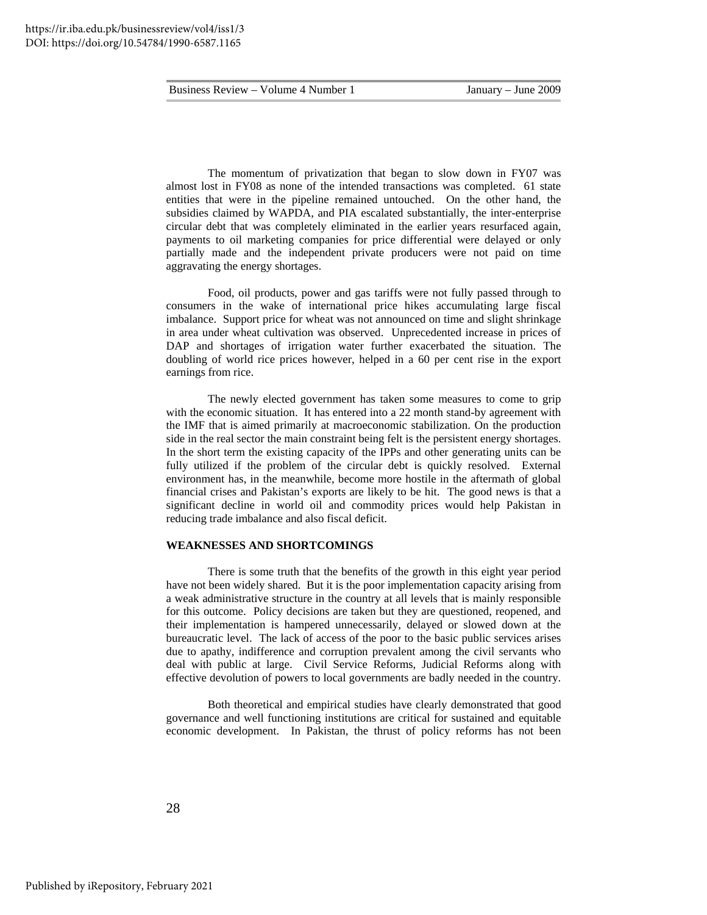The momentum of privatization that began to slow down in FY07 was almost lost in FY08 as none of the intended transactions was completed. 61 state entities that were in the pipeline remained untouched. On the other hand, the subsidies claimed by WAPDA, and PIA escalated substantially, the inter-enterprise circular debt that was completely eliminated in the earlier years resurfaced again, payments to oil marketing companies for price differential were delayed or only partially made and the independent private producers were not paid on time aggravating the energy shortages.

Food, oil products, power and gas tariffs were not fully passed through to consumers in the wake of international price hikes accumulating large fiscal imbalance. Support price for wheat was not announced on time and slight shrinkage in area under wheat cultivation was observed. Unprecedented increase in prices of DAP and shortages of irrigation water further exacerbated the situation. The doubling of world rice prices however, helped in a 60 per cent rise in the export earnings from rice.

The newly elected government has taken some measures to come to grip with the economic situation. It has entered into a 22 month stand-by agreement with the IMF that is aimed primarily at macroeconomic stabilization. On the production side in the real sector the main constraint being felt is the persistent energy shortages. In the short term the existing capacity of the IPPs and other generating units can be fully utilized if the problem of the circular debt is quickly resolved. External environment has, in the meanwhile, become more hostile in the aftermath of global financial crises and Pakistan's exports are likely to be hit. The good news is that a significant decline in world oil and commodity prices would help Pakistan in reducing trade imbalance and also fiscal deficit.

## WEAKNESSES AND SHORTCOMINGS

There is some truth that the benefits of the growth in this eight year period have not been widely shared. But it is the poor implementation capacity arising from a weak administrative structure in the country at all levels that is mainly responsible for this outcome. Policy decisions are taken but they are questioned, reopened, and their implementation is hampered unnecessarily, delayed or slowed down at the bureaucratic level. The lack of access of the poor to the basic public services arises due to apathy, indifference and corruption prevalent among the civil servants who deal with public at large. Civil Service Reforms, Judicial Reforms along with effective devolution of powers to local governments are badly needed in the country.

Both theoretical and empirical studies have clearly demonstrated that good governance and well functioning institutions are critical for sustained and equitable economic development. In Pakistan, the thrust of policy reforms has not been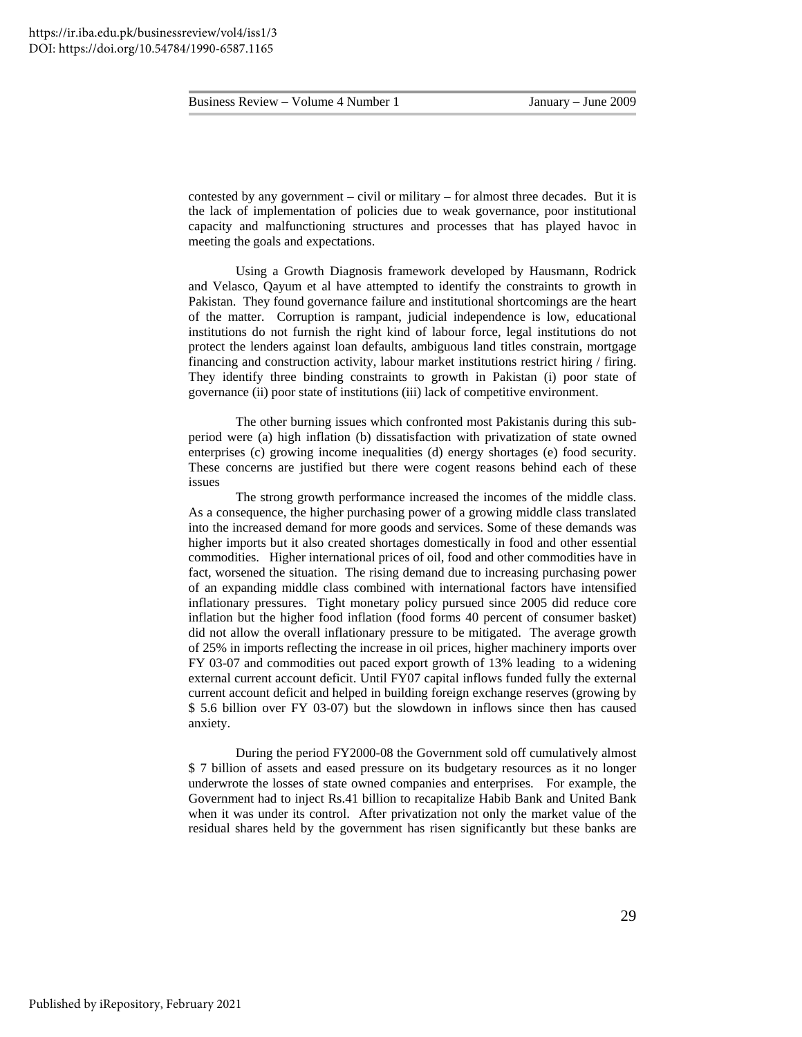contested by any government – civil or military – for almost three decades. But it is the lack of implementation of policies due to weak governance, poor institutional capacity and malfunctioning structures and processes that has played havoc in meeting the goals and expectations.

Using a Growth Diagnosis framework developed by Hausmann, Rodrick and Velasco, Qayum et al have attempted to identify the constraints to growth in Pakistan. They found governance failure and institutional shortcomings are the heart of the matter. Corruption is rampant, judicial independence is low, educational institutions do not furnish the right kind of labour force, legal institutions do not protect the lenders against loan defaults, ambiguous land titles constrain, mortgage financing and construction activity, labour market institutions restrict hiring / firing. They identify three binding constraints to growth in Pakistan (i) poor state of governance (ii) poor state of institutions (iii) lack of competitive environment.

The other burning issues which confronted most Pakistanis during this sub-period were (a) high inflation (b) dissatisfaction with privatization of state owned enterprises (c) growing income inequalities (d) energy shortages (e) food security. These concerns are justified but there were cogent reasons behind each of these issues

The strong growth performance increased the incomes of the middle class. As a consequence, the higher purchasing power of a growing middle class translated into the increased demand for more goods and services. Some of these demands was higher imports but it also created shortages domestically in food and other essential commodities. Higher international prices of oil, food and other commodities have in fact, worsened the situation. The rising demand due to increasing purchasing power of an expanding middle class combined with international factors have intensified inflationary pressures. Tight monetary policy pursued since 2005 did reduce core inflation but the higher food inflation (food forms 40 percent of consumer basket) did not allow the overall inflationary pressure to be mitigated. The average growth of 25% in imports reflecting the increase in oil prices, higher machinery imports over FY 03-07 and commodities out paced export growth of 13% leading to a widening external current account deficit. Until FY07 capital inflows funded fully the external current account deficit and helped in building foreign exchange reserves (growing by $ 5.6 billion over FY 03-07) but the slowdown in inflows since then has caused anxiety.

During the period FY2000-08 the Government sold off cumulatively almost $ 7 billion of assets and eased pressure on its budgetary resources as it no longer underwrote the losses of state owned companies and enterprises. For example, the Government had to inject Rs.41 billion to recapitalize Habib Bank and United Bank when it was under its control. After privatization not only the market value of the residual shares held by the government has risen significantly but these banks are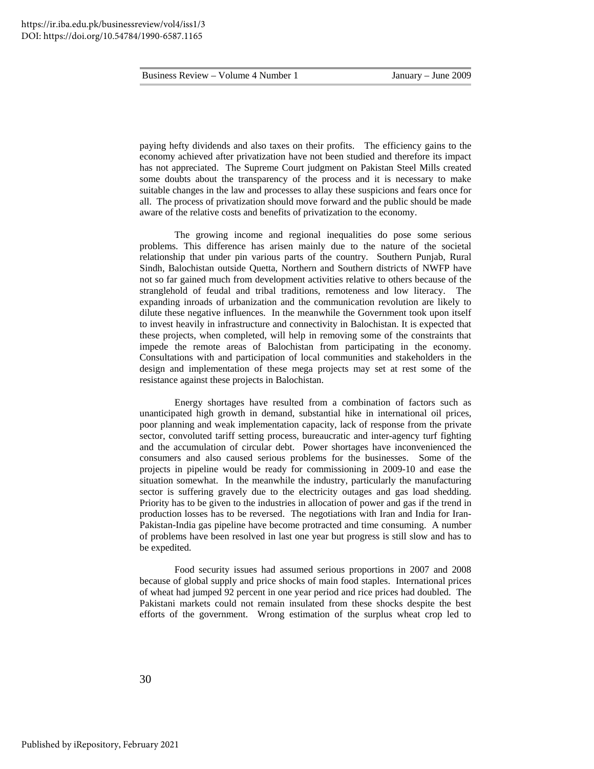paying hefty dividends and also taxes on their profits. The efficiency gains to the economy achieved after privatization have not been studied and therefore its impact has not appreciated. The Supreme Court judgment on Pakistan Steel Mills created some doubts about the transparency of the process and it is necessary to make suitable changes in the law and processes to allay these suspicions and fears once for all. The process of privatization should move forward and the public should be made aware of the relative costs and benefits of privatization to the economy.

The growing income and regional inequalities do pose some serious problems. This difference has arisen mainly due to the nature of the societal relationship that under pin various parts of the country. Southern Punjab, Rural Sindh, Balochistan outside Quetta, Northern and Southern districts of NWFP have not so far gained much from development activities relative to others because of the stranglehold of feudal and tribal traditions, remoteness and low literacy. The expanding inroads of urbanization and the communication revolution are likely to dilute these negative influences. In the meanwhile the Government took upon itself to invest heavily in infrastructure and connectivity in Balochistan. It is expected that these projects, when completed, will help in removing some of the constraints that impede the remote areas of Balochistan from participating in the economy. Consultations with and participation of local communities and stakeholders in the design and implementation of these mega projects may set at rest some of the resistance against these projects in Balochistan.

Energy shortages have resulted from a combination of factors such as unanticipated high growth in demand, substantial hike in international oil prices, poor planning and weak implementation capacity, lack of response from the private sector, convoluted tariff setting process, bureaucratic and inter-agency turf fighting and the accumulation of circular debt. Power shortages have inconvenienced the consumers and also caused serious problems for the businesses. Some of the projects in pipeline would be ready for commissioning in 2009-10 and ease the situation somewhat. In the meanwhile the industry, particularly the manufacturing sector is suffering gravely due to the electricity outages and gas load shedding. Priority has to be given to the industries in allocation of power and gas if the trend in production losses has to be reversed. The negotiations with Iran and India for Iran-Pakistan-India gas pipeline have become protracted and time consuming. A number of problems have been resolved in last one year but progress is still slow and has to be expedited.

Food security issues had assumed serious proportions in 2007 and 2008 because of global supply and price shocks of main food staples. International prices of wheat had jumped 92 percent in one year period and rice prices had doubled. The Pakistani markets could not remain insulated from these shocks despite the best efforts of the government. Wrong estimation of the surplus wheat crop led to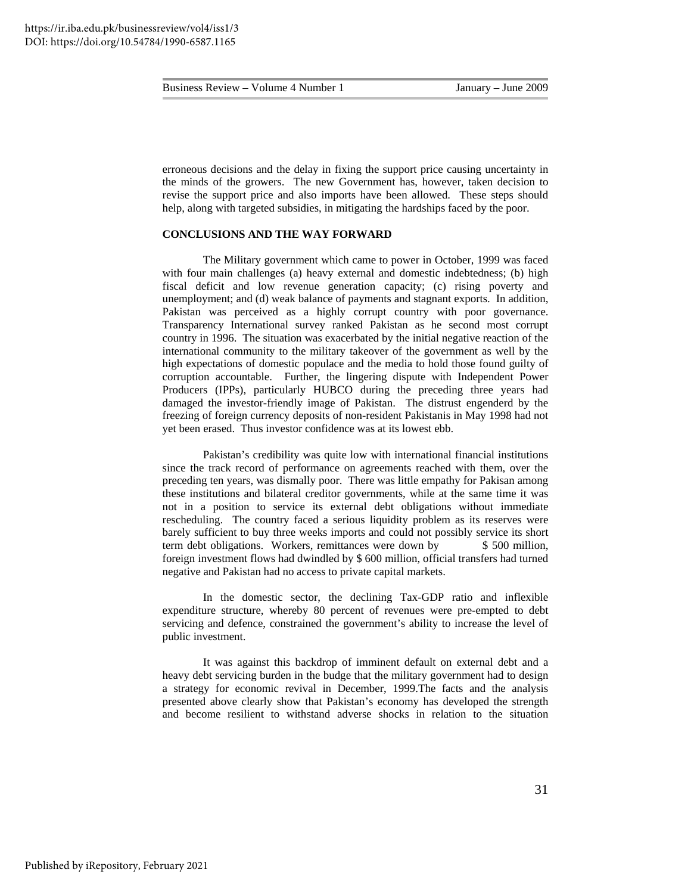erroneous decisions and the delay in fixing the support price causing uncertainty in the minds of the growers. The new Government has, however, taken decision to revise the support price and also imports have been allowed. These steps should help, along with targeted subsidies, in mitigating the hardships faced by the poor.

## CONCLUSIONS AND THE WAY FORWARD

The Military government which came to power in October, 1999 was faced with four main challenges (a) heavy external and domestic indebtedness; (b) high fiscal deficit and low revenue generation capacity; (c) rising poverty and unemployment; and (d) weak balance of payments and stagnant exports. In addition, Pakistan was perceived as a highly corrupt country with poor governance. Transparency International survey ranked Pakistan as he second most corrupt country in 1996. The situation was exacerbated by the initial negative reaction of the international community to the military takeover of the government as well by the high expectations of domestic populace and the media to hold those found guilty of corruption accountable. Further, the lingering dispute with Independent Power Producers (IPPs), particularly HUBCO during the preceding three years had damaged the investor-friendly image of Pakistan. The distrust engenderd by the freezing of foreign currency deposits of non-resident Pakistanis in May 1998 had not yet been erased. Thus investor confidence was at its lowest ebb.

Pakistan's credibility was quite low with international financial institutions since the track record of performance on agreements reached with them, over the preceding ten years, was dismally poor. There was little empathy for Pakisan among these institutions and bilateral creditor governments, while at the same time it was not in a position to service its external debt obligations without immediate rescheduling. The country faced a serious liquidity problem as its reserves were barely sufficient to buy three weeks imports and could not possibly service its short term debt obligations. Workers, remittances were down by $ 500 million, foreign investment flows had dwindled by $ 600 million, official transfers had turned negative and Pakistan had no access to private capital markets.

In the domestic sector, the declining Tax-GDP ratio and inflexible expenditure structure, whereby 80 percent of revenues were pre-empted to debt servicing and defence, constrained the government's ability to increase the level of public investment.

It was against this backdrop of imminent default on external debt and a heavy debt servicing burden in the budge that the military government had to design a strategy for economic revival in December, 1999.The facts and the analysis presented above clearly show that Pakistan's economy has developed the strength and become resilient to withstand adverse shocks in relation to the situation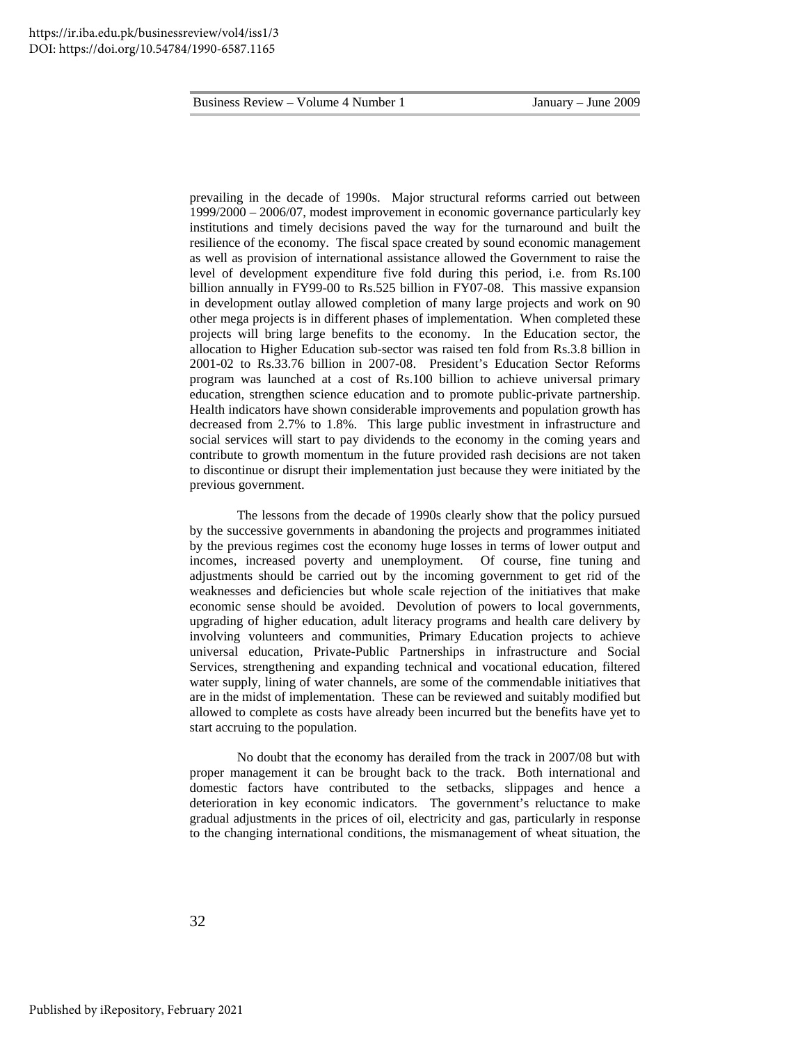prevailing in the decade of 1990s. Major structural reforms carried out between 1999/2000 – 2006/07, modest improvement in economic governance particularly key institutions and timely decisions paved the way for the turnaround and built the resilience of the economy. The fiscal space created by sound economic management as well as provision of international assistance allowed the Government to raise the level of development expenditure five fold during this period, i.e. from Rs.100 billion annually in FY99-00 to Rs.525 billion in FY07-08. This massive expansion in development outlay allowed completion of many large projects and work on 90 other mega projects is in different phases of implementation. When completed these projects will bring large benefits to the economy. In the Education sector, the allocation to Higher Education sub-sector was raised ten fold from Rs.3.8 billion in 2001-02 to Rs.33.76 billion in 2007-08. President's Education Sector Reforms program was launched at a cost of Rs.100 billion to achieve universal primary education, strengthen science education and to promote public-private partnership. Health indicators have shown considerable improvements and population growth has decreased from 2.7% to 1.8%. This large public investment in infrastructure and social services will start to pay dividends to the economy in the coming years and contribute to growth momentum in the future provided rash decisions are not taken to discontinue or disrupt their implementation just because they were initiated by the previous government.

The lessons from the decade of 1990s clearly show that the policy pursued by the successive governments in abandoning the projects and programmes initiated by the previous regimes cost the economy huge losses in terms of lower output and incomes, increased poverty and unemployment. Of course, fine tuning and adjustments should be carried out by the incoming government to get rid of the weaknesses and deficiencies but whole scale rejection of the initiatives that make economic sense should be avoided. Devolution of powers to local governments, upgrading of higher education, adult literacy programs and health care delivery by involving volunteers and communities, Primary Education projects to achieve universal education, Private-Public Partnerships in infrastructure and Social Services, strengthening and expanding technical and vocational education, filtered water supply, lining of water channels, are some of the commendable initiatives that are in the midst of implementation. These can be reviewed and suitably modified but allowed to complete as costs have already been incurred but the benefits have yet to start accruing to the population.

No doubt that the economy has derailed from the track in 2007/08 but with proper management it can be brought back to the track. Both international and domestic factors have contributed to the setbacks, slippages and hence a deterioration in key economic indicators. The government's reluctance to make gradual adjustments in the prices of oil, electricity and gas, particularly in response to the changing international conditions, the mismanagement of wheat situation, the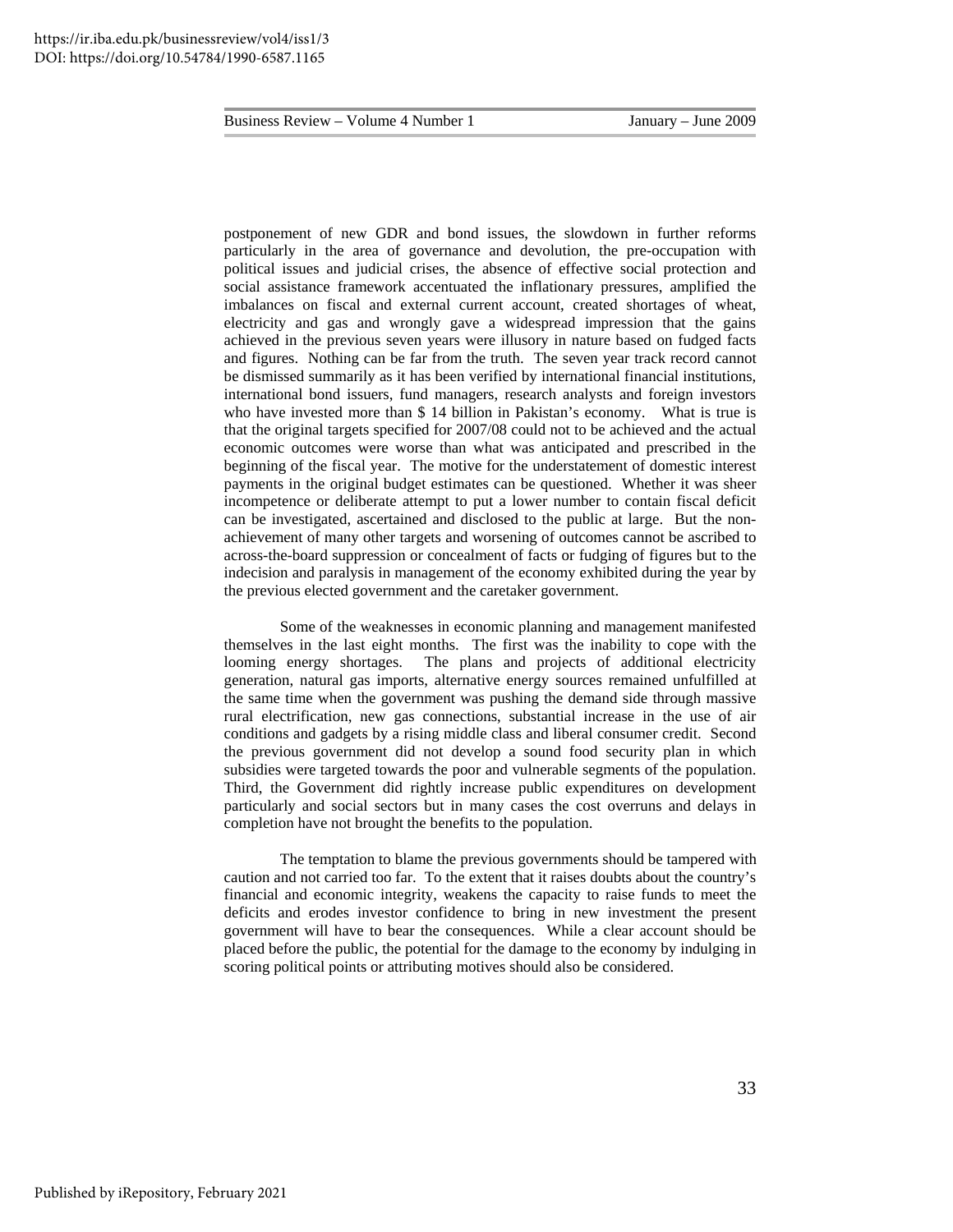postponement of new GDR and bond issues, the slowdown in further reforms particularly in the area of governance and devolution, the pre-occupation with political issues and judicial crises, the absence of effective social protection and social assistance framework accentuated the inflationary pressures, amplified the imbalances on fiscal and external current account, created shortages of wheat, electricity and gas and wrongly gave a widespread impression that the gains achieved in the previous seven years were illusory in nature based on fudged facts and figures. Nothing can be far from the truth. The seven year track record cannot be dismissed summarily as it has been verified by international financial institutions, international bond issuers, fund managers, research analysts and foreign investors who have invested more than $ 14 billion in Pakistan's economy. What is true is that the original targets specified for 2007/08 could not to be achieved and the actual economic outcomes were worse than what was anticipated and prescribed in the beginning of the fiscal year. The motive for the understatement of domestic interest payments in the original budget estimates can be questioned. Whether it was sheer incompetence or deliberate attempt to put a lower number to contain fiscal deficit can be investigated, ascertained and disclosed to the public at large. But the non-achievement of many other targets and worsening of outcomes cannot be ascribed to across-the-board suppression or concealment of facts or fudging of figures but to the indecision and paralysis in management of the economy exhibited during the year by the previous elected government and the caretaker government.

Some of the weaknesses in economic planning and management manifested themselves in the last eight months. The first was the inability to cope with the looming energy shortages. The plans and projects of additional electricity generation, natural gas imports, alternative energy sources remained unfulfilled at the same time when the government was pushing the demand side through massive rural electrification, new gas connections, substantial increase in the use of air conditions and gadgets by a rising middle class and liberal consumer credit. Second the previous government did not develop a sound food security plan in which subsidies were targeted towards the poor and vulnerable segments of the population. Third, the Government did rightly increase public expenditures on development particularly and social sectors but in many cases the cost overruns and delays in completion have not brought the benefits to the population.

The temptation to blame the previous governments should be tampered with caution and not carried too far. To the extent that it raises doubts about the country's financial and economic integrity, weakens the capacity to raise funds to meet the deficits and erodes investor confidence to bring in new investment the present government will have to bear the consequences. While a clear account should be placed before the public, the potential for the damage to the economy by indulging in scoring political points or attributing motives should also be considered.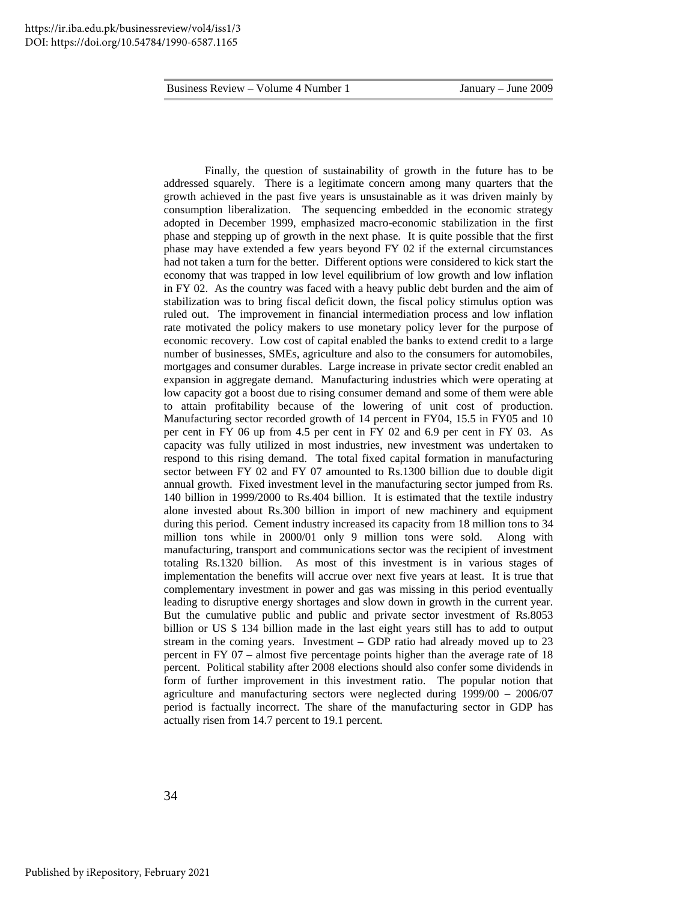Finally, the question of sustainability of growth in the future has to be addressed squarely. There is a legitimate concern among many quarters that the growth achieved in the past five years is unsustainable as it was driven mainly by consumption liberalization. The sequencing embedded in the economic strategy adopted in December 1999, emphasized macro-economic stabilization in the first phase and stepping up of growth in the next phase. It is quite possible that the first phase may have extended a few years beyond FY 02 if the external circumstances had not taken a turn for the better. Different options were considered to kick start the economy that was trapped in low level equilibrium of low growth and low inflation in FY 02. As the country was faced with a heavy public debt burden and the aim of stabilization was to bring fiscal deficit down, the fiscal policy stimulus option was ruled out. The improvement in financial intermediation process and low inflation rate motivated the policy makers to use monetary policy lever for the purpose of economic recovery. Low cost of capital enabled the banks to extend credit to a large number of businesses, SMEs, agriculture and also to the consumers for automobiles, mortgages and consumer durables. Large increase in private sector credit enabled an expansion in aggregate demand. Manufacturing industries which were operating at low capacity got a boost due to rising consumer demand and some of them were able to attain profitability because of the lowering of unit cost of production. Manufacturing sector recorded growth of 14 percent in FY04, 15.5 in FY05 and 10 per cent in FY 06 up from 4.5 per cent in FY 02 and 6.9 per cent in FY 03. As capacity was fully utilized in most industries, new investment was undertaken to respond to this rising demand. The total fixed capital formation in manufacturing sector between FY 02 and FY 07 amounted to Rs.1300 billion due to double digit annual growth. Fixed investment level in the manufacturing sector jumped from Rs. 140 billion in 1999/2000 to Rs.404 billion. It is estimated that the textile industry alone invested about Rs.300 billion in import of new machinery and equipment during this period. Cement industry increased its capacity from 18 million tons to 34 million tons while in 2000/01 only 9 million tons were sold. Along with manufacturing, transport and communications sector was the recipient of investment totaling Rs.1320 billion. As most of this investment is in various stages of implementation the benefits will accrue over next five years at least. It is true that complementary investment in power and gas was missing in this period eventually leading to disruptive energy shortages and slow down in growth in the current year. But the cumulative public and public and private sector investment of Rs.8053 billion or US $ 134 billion made in the last eight years still has to add to output stream in the coming years. Investment – GDP ratio had already moved up to 23 percent in FY 07 – almost five percentage points higher than the average rate of 18 percent. Political stability after 2008 elections should also confer some dividends in form of further improvement in this investment ratio. The popular notion that agriculture and manufacturing sectors were neglected during 1999/00 – 2006/07 period is factually incorrect. The share of the manufacturing sector in GDP has actually risen from 14.7 percent to 19.1 percent.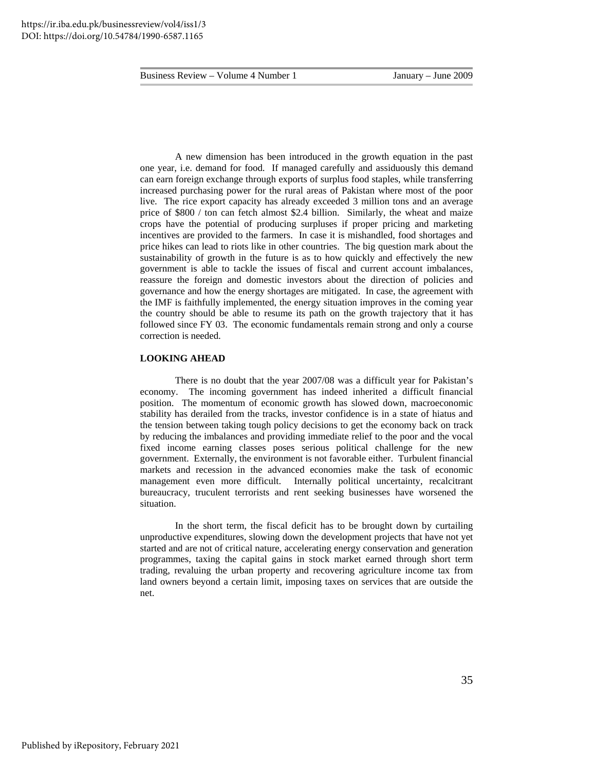A new dimension has been introduced in the growth equation in the past one year, i.e. demand for food. If managed carefully and assiduously this demand can earn foreign exchange through exports of surplus food staples, while transferring increased purchasing power for the rural areas of Pakistan where most of the poor live. The rice export capacity has already exceeded 3 million tons and an average price of $800 / ton can fetch almost $2.4 billion. Similarly, the wheat and maize crops have the potential of producing surpluses if proper pricing and marketing incentives are provided to the farmers. In case it is mishandled, food shortages and price hikes can lead to riots like in other countries. The big question mark about the sustainability of growth in the future is as to how quickly and effectively the new government is able to tackle the issues of fiscal and current account imbalances, reassure the foreign and domestic investors about the direction of policies and governance and how the energy shortages are mitigated. In case, the agreement with the IMF is faithfully implemented, the energy situation improves in the coming year the country should be able to resume its path on the growth trajectory that it has followed since FY 03. The economic fundamentals remain strong and only a course correction is needed.

**LOOKING AHEAD**

There is no doubt that the year 2007/08 was a difficult year for Pakistan's economy. The incoming government has indeed inherited a difficult financial position. The momentum of economic growth has slowed down, macroeconomic stability has derailed from the tracks, investor confidence is in a state of hiatus and the tension between taking tough policy decisions to get the economy back on track by reducing the imbalances and providing immediate relief to the poor and the vocal fixed income earning classes poses serious political challenge for the new government. Externally, the environment is not favorable either. Turbulent financial markets and recession in the advanced economies make the task of economic management even more difficult. Internally political uncertainty, recalcitrant bureaucracy, truculent terrorists and rent seeking businesses have worsened the situation.

In the short term, the fiscal deficit has to be brought down by curtailing unproductive expenditures, slowing down the development projects that have not yet started and are not of critical nature, accelerating energy conservation and generation programmes, taxing the capital gains in stock market earned through short term trading, revaluing the urban property and recovering agriculture income tax from land owners beyond a certain limit, imposing taxes on services that are outside the net.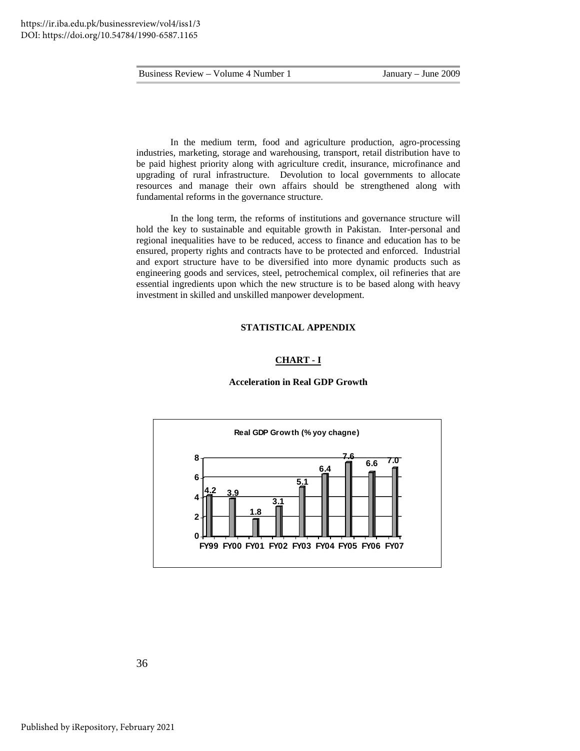In the medium term, food and agriculture production, agro-processing industries, marketing, storage and warehousing, transport, retail distribution have to be paid highest priority along with agriculture credit, insurance, microfinance and upgrading of rural infrastructure. Devolution to local governments to allocate resources and manage their own affairs should be strengthened along with fundamental reforms in the governance structure.

In the long term, the reforms of institutions and governance structure will hold the key to sustainable and equitable growth in Pakistan. Inter-personal and regional inequalities have to be reduced, access to finance and education has to be ensured, property rights and contracts have to be protected and enforced. Industrial and export structure have to be diversified into more dynamic products such as engineering goods and services, steel, petrochemical complex, oil refineries that are essential ingredients upon which the new structure is to be based along with heavy investment in skilled and unskilled manpower development.

## STATISTICAL APPENDIX

### CHART - I

**Acceleration in Real GDP Growth**

**Real GDP Growth (% yoy chagne)**

| | FY99 | FY00 | FY01 | FY02 | FY03 | FY04 | FY05 | FY06 | FY07 |
|---|---|---|---|---|---|---|---|---|---|
| Real GDP Growth | 4.2 | 3.9 | 1.8 | 3.1 | 5.1 | 6.4 | 7.6 | 6.6 | 7.0 |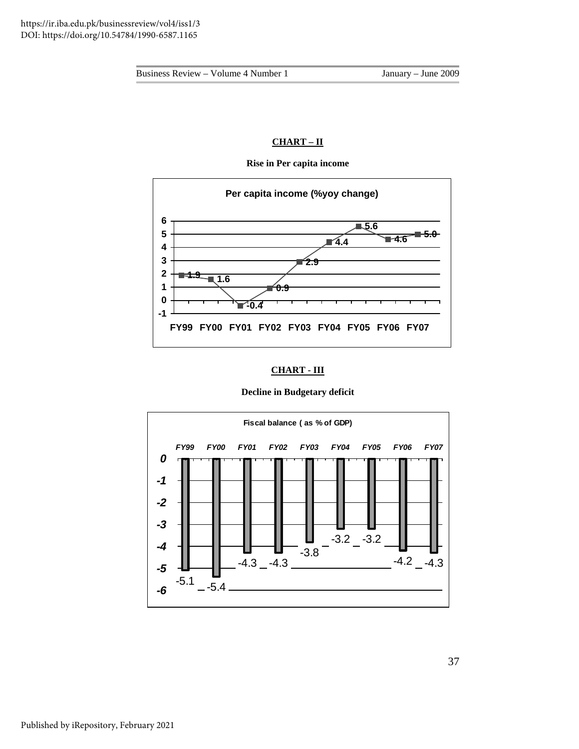**CHART – II**

**Rise in Per capita income**

**Per capita income (%yoy change)**

| | FY99 | FY00 | FY01 | FY02 | FY03 | FY04 | FY05 | FY06 | FY07 |
|---|---|---|---|---|---|---|---|---|---|
| Per capita income (%yoy change) | 1.9 | 1.6 | -0.4 | 0.9 | 2.9 | 4.4 | 5.6 | 4.6 | 5.0 |

**CHART - III**

**Decline in Budgetary deficit**

**Fiscal balance ( as % of GDP)**

| | FY99 | FY00 | FY01 | FY02 | FY03 | FY04 | FY05 | FY06 | FY07 |
|---|---|---|---|---|---|---|---|---|---|
| Fiscal balance (as % of GDP) | -5.1 | -5.4 | -4.3 | -4.3 | -3.8 | -3.2 | -3.2 | -4.2 | -4.3 |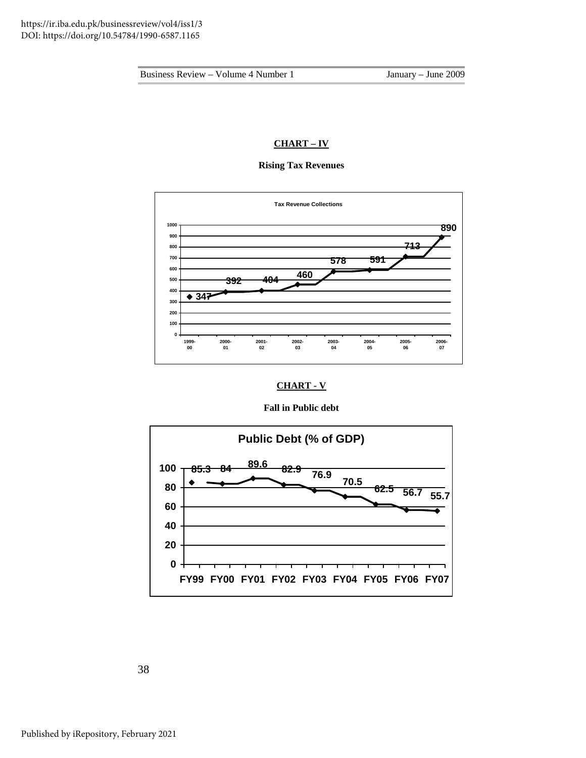**CHART – IV**

**Rising Tax Revenues**

Tax Revenue Collections

| Year | 1999-00 | 2000-01 | 2001-02 | 2002-03 | 2003-04 | 2004-05 | 2005-06 | 2006-07 |
|---|---|---|---|---|---|---|---|---|
| Tax Revenue | 347 | 392 | 404 | 460 | 578 | 591 | 713 | 890 |

**CHART - V**

**Fall in Public debt**

Public Debt (% of GDP)

| Year | FY99 | FY00 | FY01 | FY02 | FY03 | FY04 | FY05 | FY06 | FY07 |
|---|---|---|---|---|---|---|---|---|---|
| Public Debt (% of GDP) | 85.3 | 84 | 89.6 | 82.9 | 76.9 | 70.5 | 62.5 | 56.7 | 55.7 |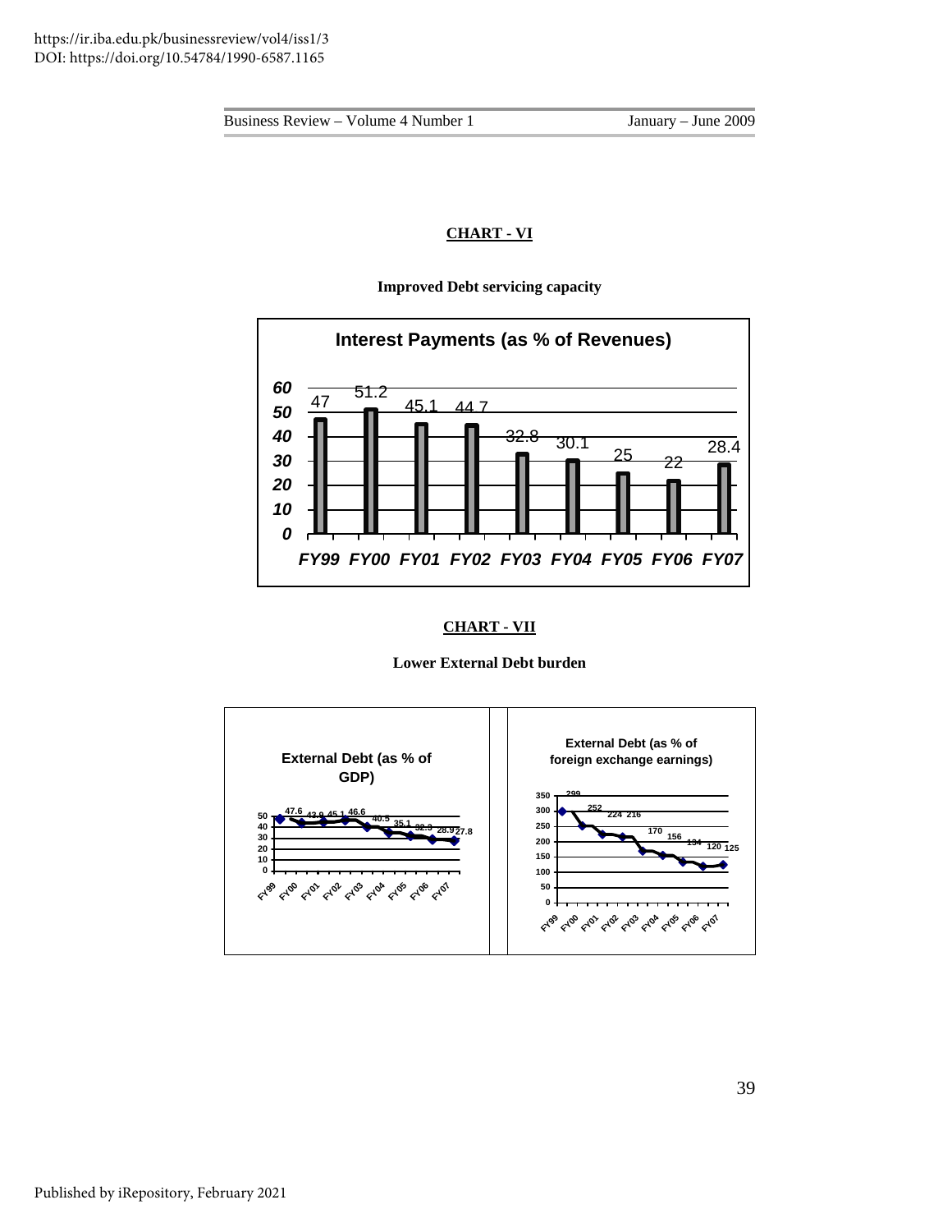**CHART - VI**

**Improved Debt servicing capacity**

**Interest Payments (as % of Revenues)**

| FY99 | FY00 | FY01 | FY02 | FY03 | FY04 | FY05 | FY06 | FY07 |
|---|---|---|---|---|---|---|---|---|
| 47 | 51.2 | 45.1 | 44.7 | 32.8 | 30.1 | 25 | 22 | 28.4 |

**CHART - VII**

**Lower External Debt burden**

**External Debt (as % of GDP)**

| FY99 | FY00 | FY01 | FY02 | FY03 | FY04 | FY05 | FY06 | FY07 |
|---|---|---|---|---|---|---|---|---|
| 47.6 | 43.9 | 45.1 | 46.6 | 40.5 | 35.1 | 32.3 | 28.9 | 27.8 |

**External Debt (as % of foreign exchange earnings)**

| FY99 | FY00 | FY01 | FY02 | FY03 | FY04 | FY05 | FY06 | FY07 |
|---|---|---|---|---|---|---|---|---|
| 299 | 252 | 224 | 216 | 170 | 156 | 134 | 120 | 125 |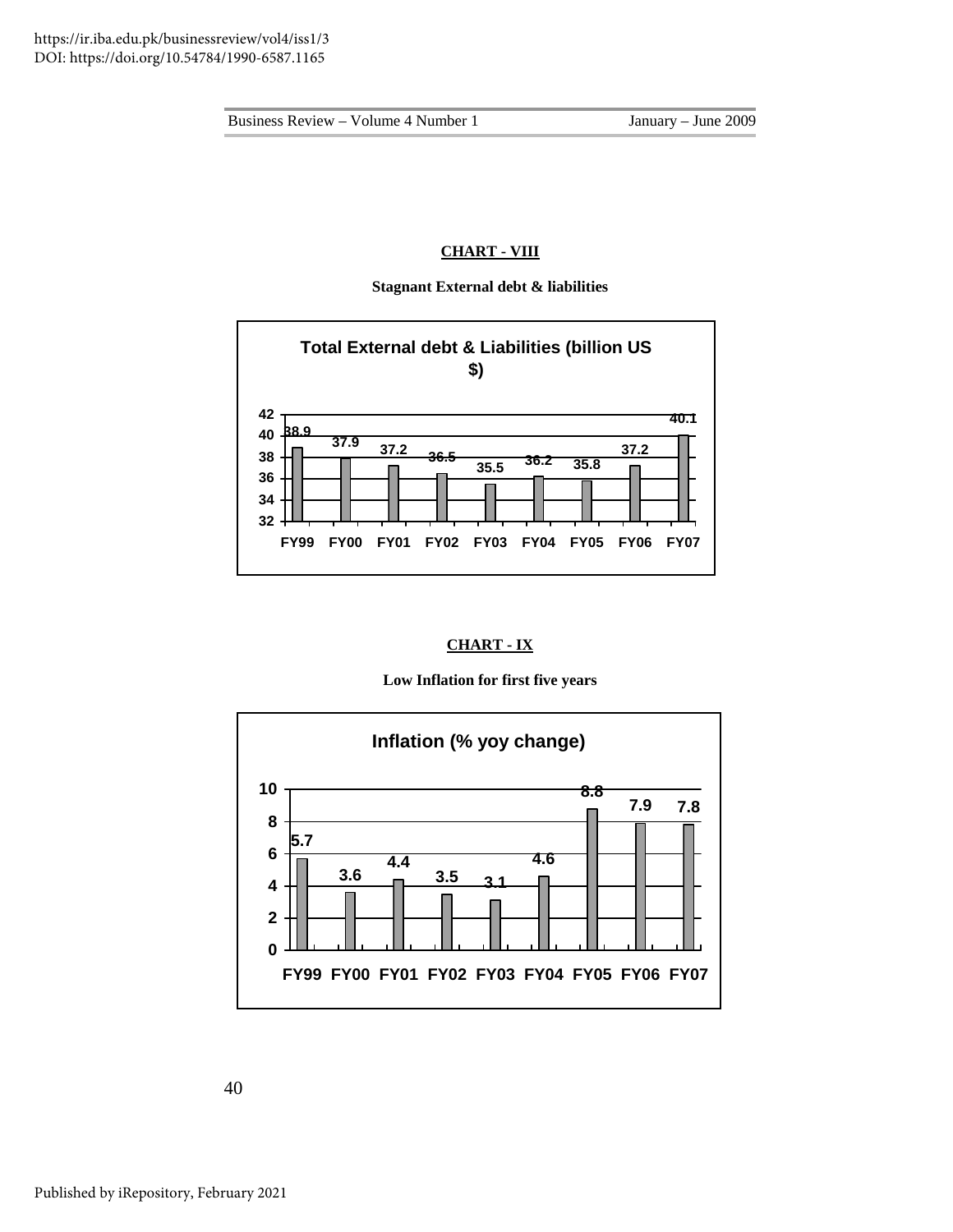**CHART - VIII**

**Stagnant External debt & liabilities**

**Total External debt & Liabilities (billion US $)**

| | FY99 | FY00 | FY01 | FY02 | FY03 | FY04 | FY05 | FY06 | FY07 |
|---|---|---|---|---|---|---|---|---|---|
| Total External debt & Liabilities (billion US $) | 38.9 | 37.9 | 37.2 | 36.5 | 35.5 | 36.2 | 35.8 | 37.2 | 40.1 |

**CHART - IX**

**Low Inflation for first five years**

**Inflation (% yoy change)**

| | FY99 | FY00 | FY01 | FY02 | FY03 | FY04 | FY05 | FY06 | FY07 |
|---|---|---|---|---|---|---|---|---|---|
| Inflation (% yoy change) | 5.7 | 3.6 | 4.4 | 3.5 | 3.1 | 4.6 | 8.8 | 7.9 | 7.8 |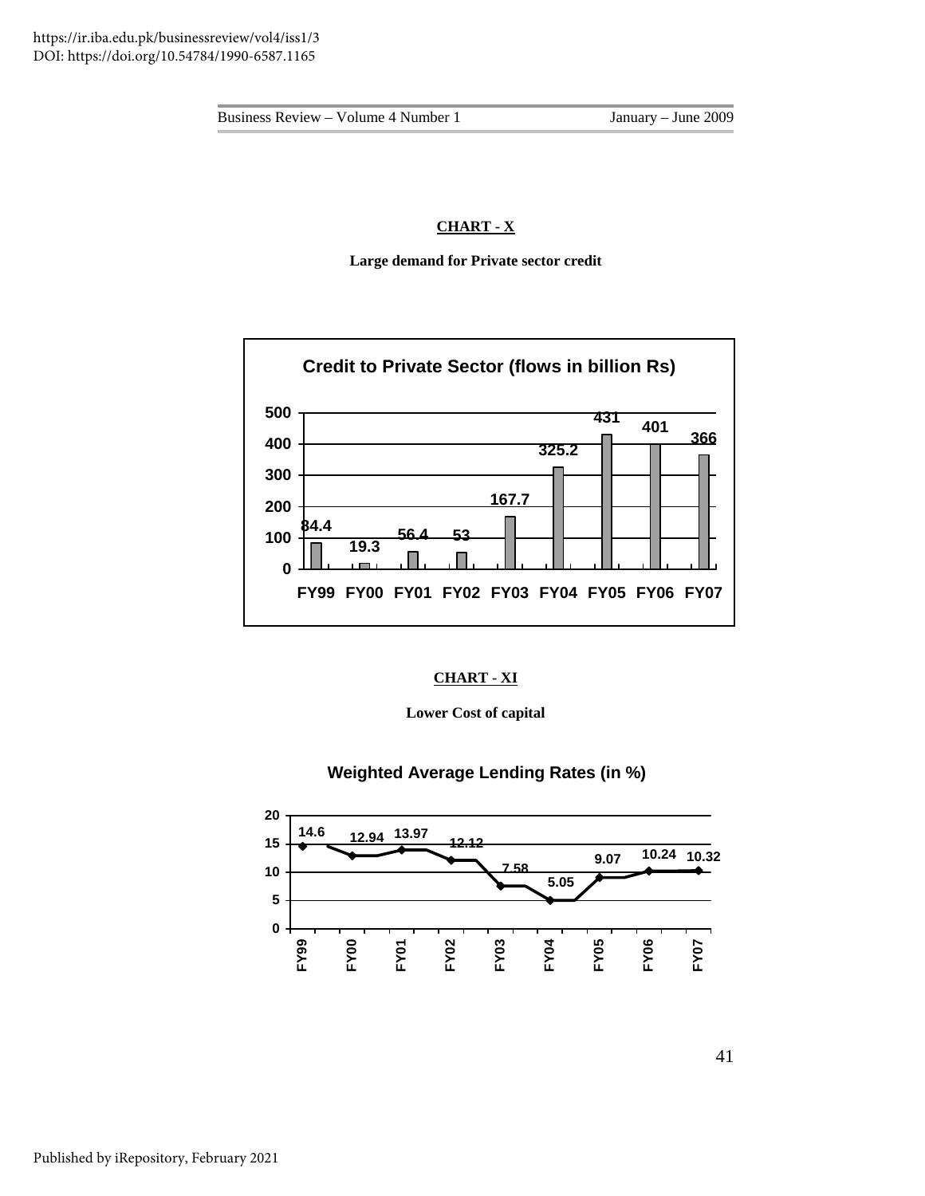**CHART - X**

**Large demand for Private sector credit**

**Credit to Private Sector (flows in billion Rs)**

| FY99 | FY00 | FY01 | FY02 | FY03 | FY04 | FY05 | FY06 | FY07 |
|---|---|---|---|---|---|---|---|---|
| 84.4 | 19.3 | 56.4 | 53 | 167.7 | 325.2 | 431 | 401 | 366 |

**CHART - XI**

**Lower Cost of capital**

**Weighted Average Lending Rates (in %)**

| FY99 | FY00 | FY01 | FY02 | FY03 | FY04 | FY05 | FY06 | FY07 |
|---|---|---|---|---|---|---|---|---|
| 14.6 | 12.94 | 13.97 | 12.12 | 7.58 | 5.05 | 9.07 | 10.24 | 10.32 |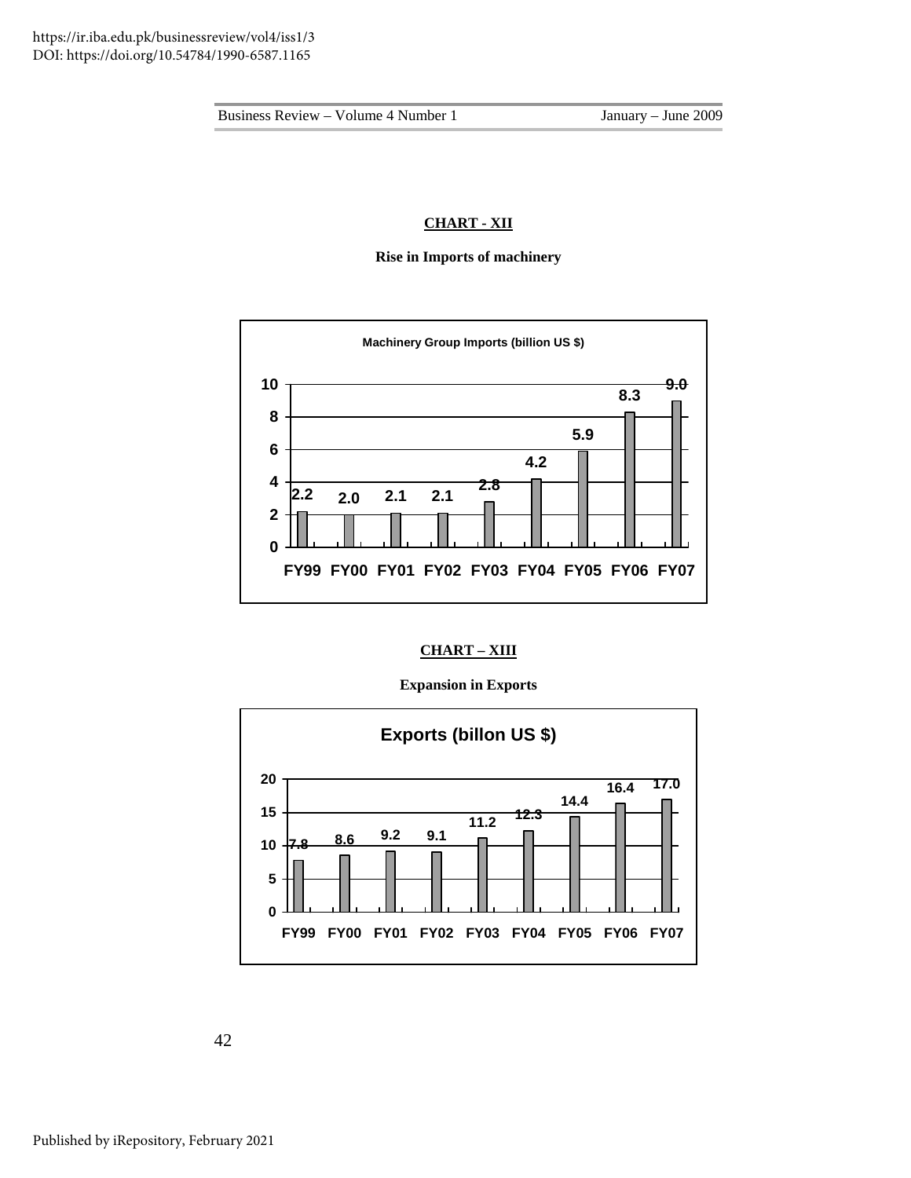**CHART - XII**

**Rise in Imports of machinery**

**Machinery Group Imports (billion US $)**

| | FY99 | FY00 | FY01 | FY02 | FY03 | FY04 | FY05 | FY06 | FY07 |
|---|---|---|---|---|---|---|---|---|---|
| Machinery Group Imports (billion US $) | 2.2 | 2.0 | 2.1 | 2.1 | 2.8 | 4.2 | 5.9 | 8.3 | 9.0 |

**CHART – XIII**

**Expansion in Exports**

**Exports (billon US $)**

| | FY99 | FY00 | FY01 | FY02 | FY03 | FY04 | FY05 | FY06 | FY07 |
|---|---|---|---|---|---|---|---|---|---|
| Exports (billon US $) | 7.8 | 8.6 | 9.2 | 9.1 | 11.2 | 12.3 | 14.4 | 16.4 | 17.0 |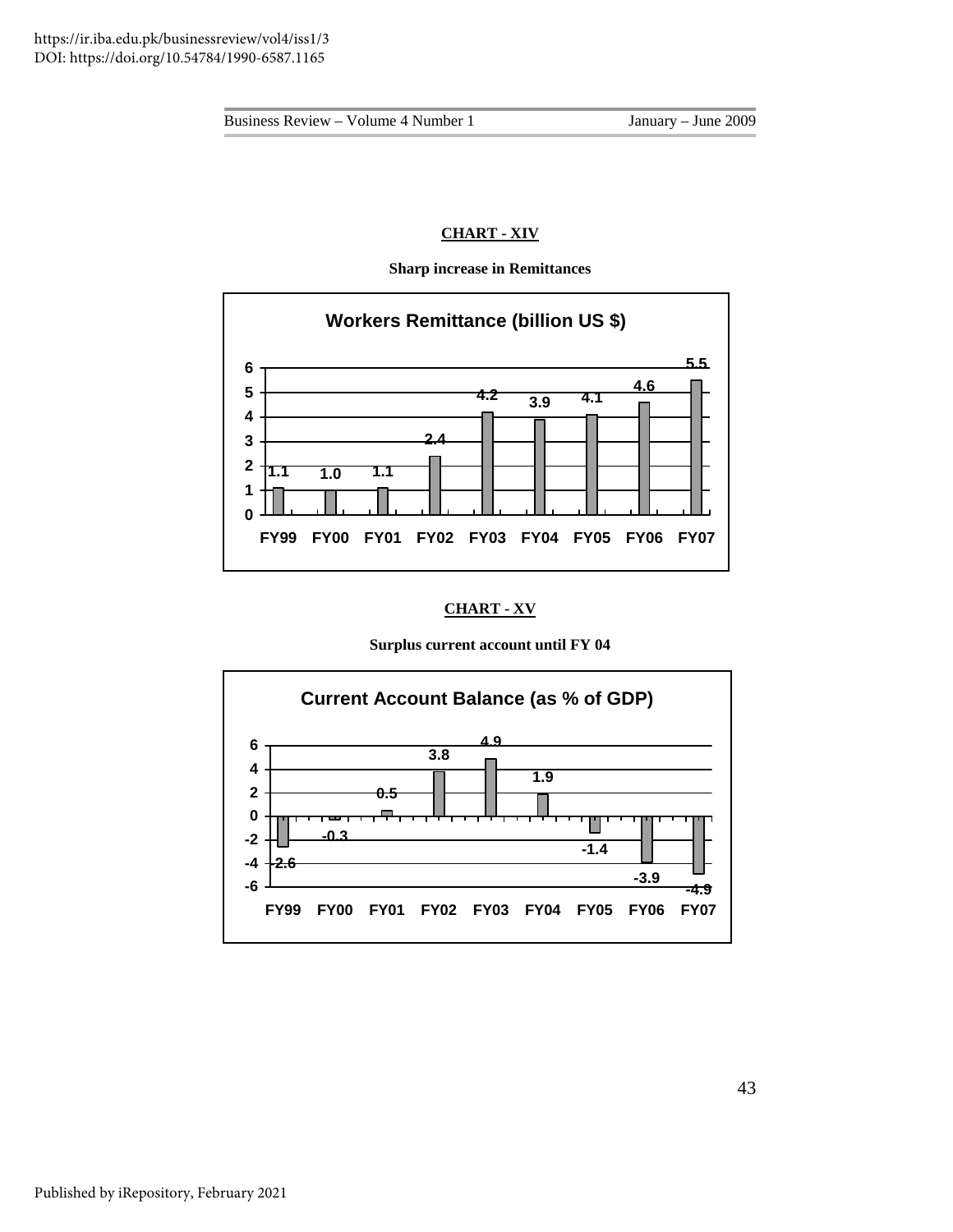**CHART - XIV**

**Sharp increase in Remittances**

**Workers Remittance (billion US $)**

| FY99 | FY00 | FY01 | FY02 | FY03 | FY04 | FY05 | FY06 | FY07 |
|---|---|---|---|---|---|---|---|---|
| 1.1 | 1.0 | 1.1 | 2.4 | 4.2 | 3.9 | 4.1 | 4.6 | 5.5 |

**CHART - XV**

**Surplus current account until FY 04**

**Current Account Balance (as % of GDP)**

| FY99 | FY00 | FY01 | FY02 | FY03 | FY04 | FY05 | FY06 | FY07 |
|---|---|---|---|---|---|---|---|---|
| -2.6 | -0.3 | 0.5 | 3.8 | 4.9 | 1.9 | -1.4 | -3.9 | -4.9 |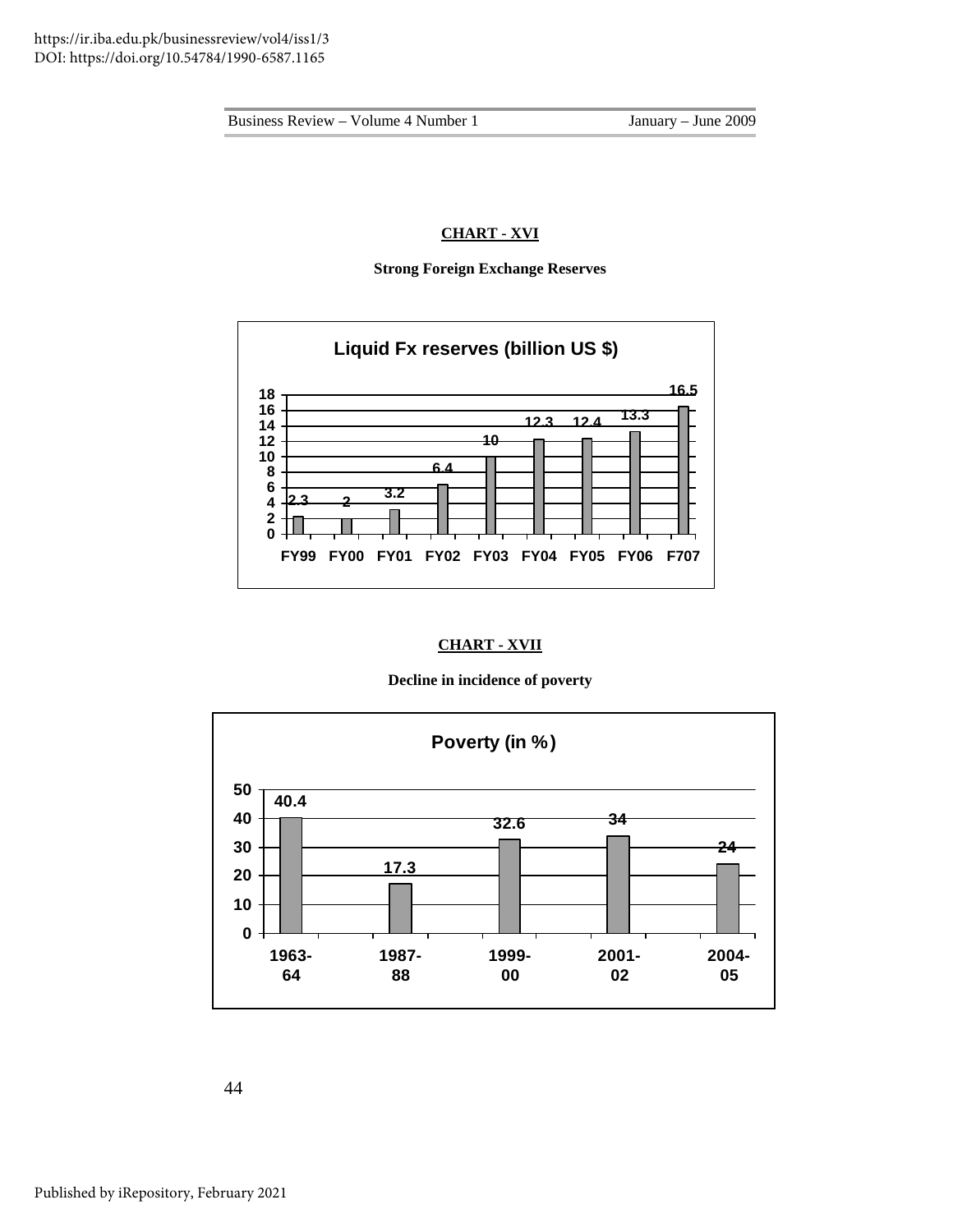**CHART - XVI**

**Strong Foreign Exchange Reserves**

| Liquid Fx reserves (billion US $) | |
|---|---|
| FY99 | 2.3 |
| FY00 | 2 |
| FY01 | 3.2 |
| FY02 | 6.4 |
| FY03 | 10 |
| FY04 | 12.3 |
| FY05 | 12.4 |
| FY06 | 13.3 |
| F707 | 16.5 |

**CHART - XVII**

**Decline in incidence of poverty**

| Poverty (in %) | |
|---|---|
| 1963-64 | 40.4 |
| 1987-88 | 17.3 |
| 1999-00 | 32.6 |
| 2001-02 | 34 |
| 2004-05 | 24 |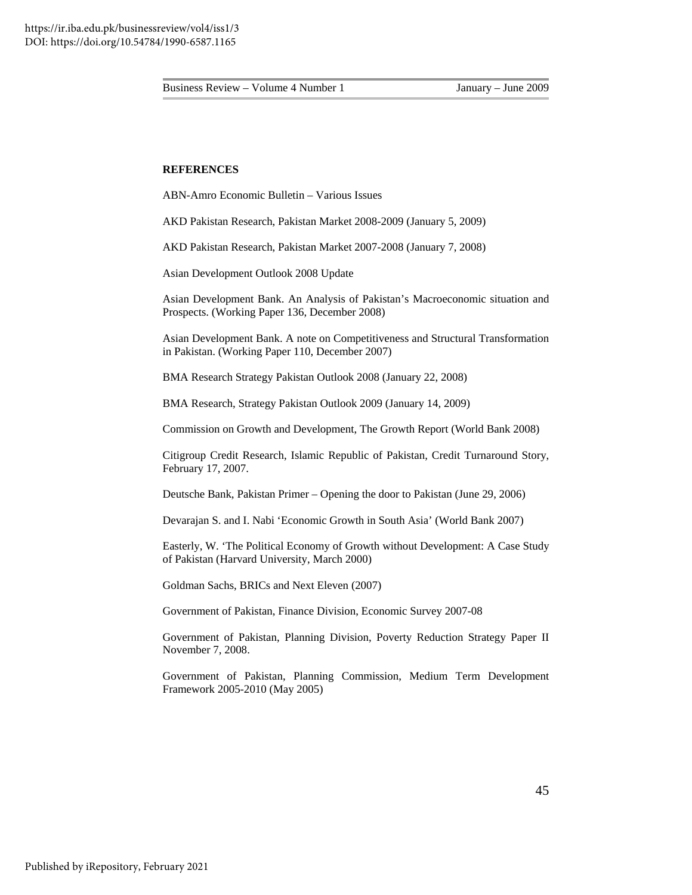**REFERENCES**

ABN-Amro Economic Bulletin – Various Issues

AKD Pakistan Research, Pakistan Market 2008-2009 (January 5, 2009)

AKD Pakistan Research, Pakistan Market 2007-2008 (January 7, 2008)

Asian Development Outlook 2008 Update

Asian Development Bank. An Analysis of Pakistan's Macroeconomic situation and Prospects. (Working Paper 136, December 2008)

Asian Development Bank. A note on Competitiveness and Structural Transformation in Pakistan. (Working Paper 110, December 2007)

BMA Research Strategy Pakistan Outlook 2008 (January 22, 2008)

BMA Research, Strategy Pakistan Outlook 2009 (January 14, 2009)

Commission on Growth and Development, The Growth Report (World Bank 2008)

Citigroup Credit Research, Islamic Republic of Pakistan, Credit Turnaround Story, February 17, 2007.

Deutsche Bank, Pakistan Primer – Opening the door to Pakistan (June 29, 2006)

Devarajan S. and I. Nabi 'Economic Growth in South Asia' (World Bank 2007)

Easterly, W. 'The Political Economy of Growth without Development: A Case Study of Pakistan (Harvard University, March 2000)

Goldman Sachs, BRICs and Next Eleven (2007)

Government of Pakistan, Finance Division, Economic Survey 2007-08

Government of Pakistan, Planning Division, Poverty Reduction Strategy Paper II November 7, 2008.

Government of Pakistan, Planning Commission, Medium Term Development Framework 2005-2010 (May 2005)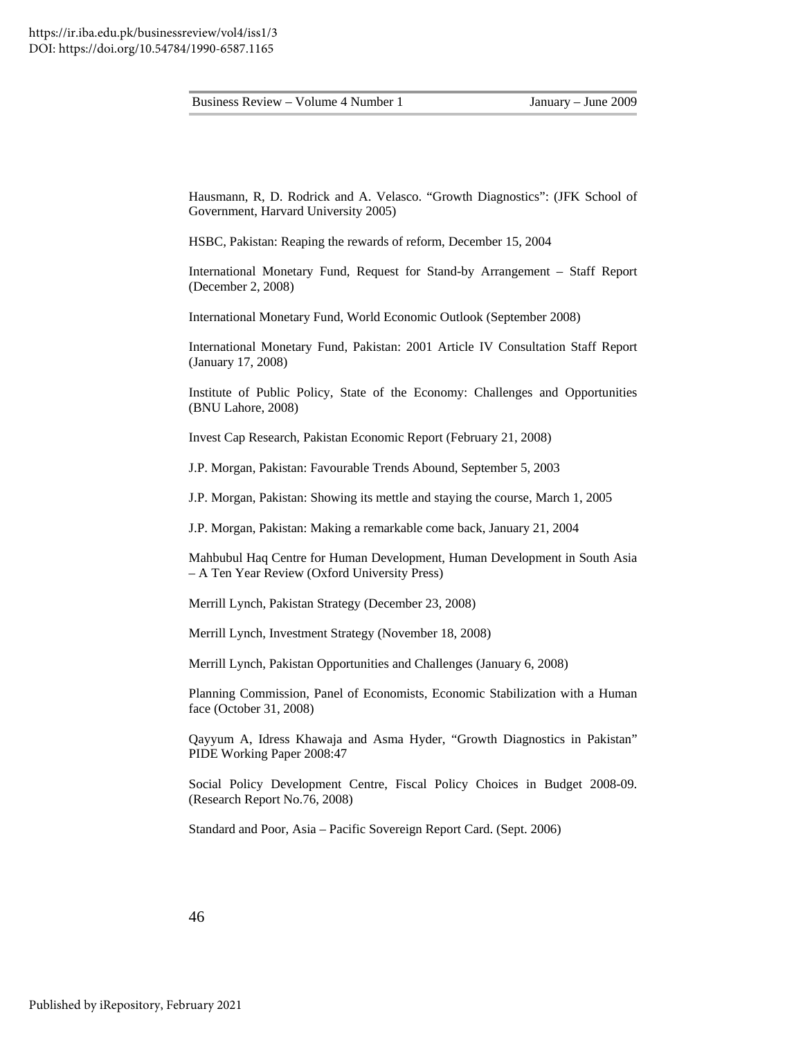Hausmann, R, D. Rodrick and A. Velasco. "Growth Diagnostics": (JFK School of Government, Harvard University 2005)

HSBC, Pakistan: Reaping the rewards of reform, December 15, 2004

International Monetary Fund, Request for Stand-by Arrangement – Staff Report (December 2, 2008)

International Monetary Fund, World Economic Outlook (September 2008)

International Monetary Fund, Pakistan: 2001 Article IV Consultation Staff Report (January 17, 2008)

Institute of Public Policy, State of the Economy: Challenges and Opportunities (BNU Lahore, 2008)

Invest Cap Research, Pakistan Economic Report (February 21, 2008)

J.P. Morgan, Pakistan: Favourable Trends Abound, September 5, 2003

J.P. Morgan, Pakistan: Showing its mettle and staying the course, March 1, 2005

J.P. Morgan, Pakistan: Making a remarkable come back, January 21, 2004

Mahbubul Haq Centre for Human Development, Human Development in South Asia – A Ten Year Review (Oxford University Press)

Merrill Lynch, Pakistan Strategy (December 23, 2008)

Merrill Lynch, Investment Strategy (November 18, 2008)

Merrill Lynch, Pakistan Opportunities and Challenges (January 6, 2008)

Planning Commission, Panel of Economists, Economic Stabilization with a Human face (October 31, 2008)

Qayyum A, Idress Khawaja and Asma Hyder, "Growth Diagnostics in Pakistan" PIDE Working Paper 2008:47

Social Policy Development Centre, Fiscal Policy Choices in Budget 2008-09. (Research Report No.76, 2008)

Standard and Poor, Asia – Pacific Sovereign Report Card. (Sept. 2006)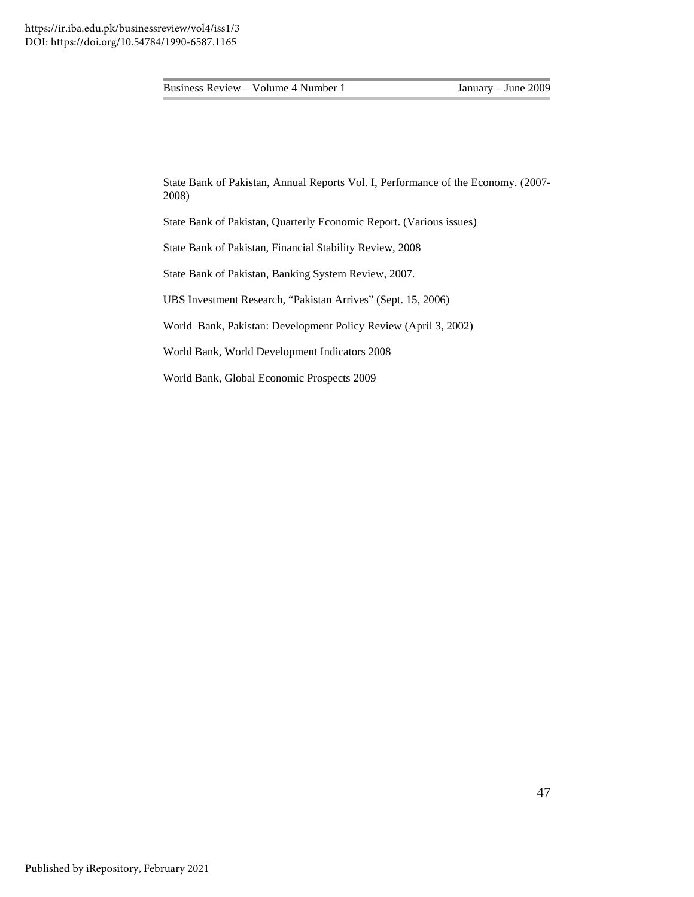State Bank of Pakistan, Annual Reports Vol. I, Performance of the Economy. (2007-2008)

State Bank of Pakistan, Quarterly Economic Report. (Various issues)

State Bank of Pakistan, Financial Stability Review, 2008

State Bank of Pakistan, Banking System Review, 2007.

UBS Investment Research, "Pakistan Arrives" (Sept. 15, 2006)

World Bank, Pakistan: Development Policy Review (April 3, 2002)

World Bank, World Development Indicators 2008

World Bank, Global Economic Prospects 2009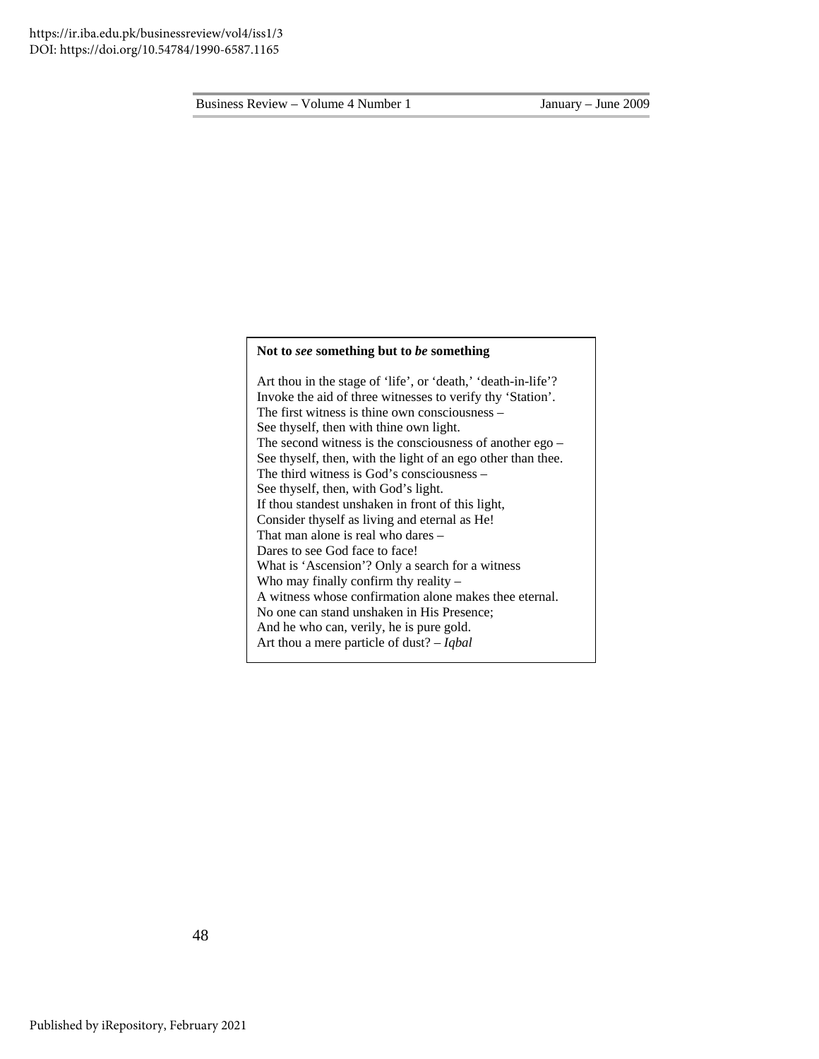**Not to *see* something but to *be* something**

Art thou in the stage of 'life', or 'death,' 'death-in-life'?
Invoke the aid of three witnesses to verify thy 'Station'.
The first witness is thine own consciousness –
See thyself, then with thine own light.
The second witness is the consciousness of another ego –
See thyself, then, with the light of an ego other than thee.
The third witness is God's consciousness –
See thyself, then, with God's light.
If thou standest unshaken in front of this light,
Consider thyself as living and eternal as He!
That man alone is real who dares –
Dares to see God face to face!
What is 'Ascension'? Only a search for a witness
Who may finally confirm thy reality –
A witness whose confirmation alone makes thee eternal.
No one can stand unshaken in His Presence;
And he who can, verily, he is pure gold.
Art thou a mere particle of dust? – *Iqbal*